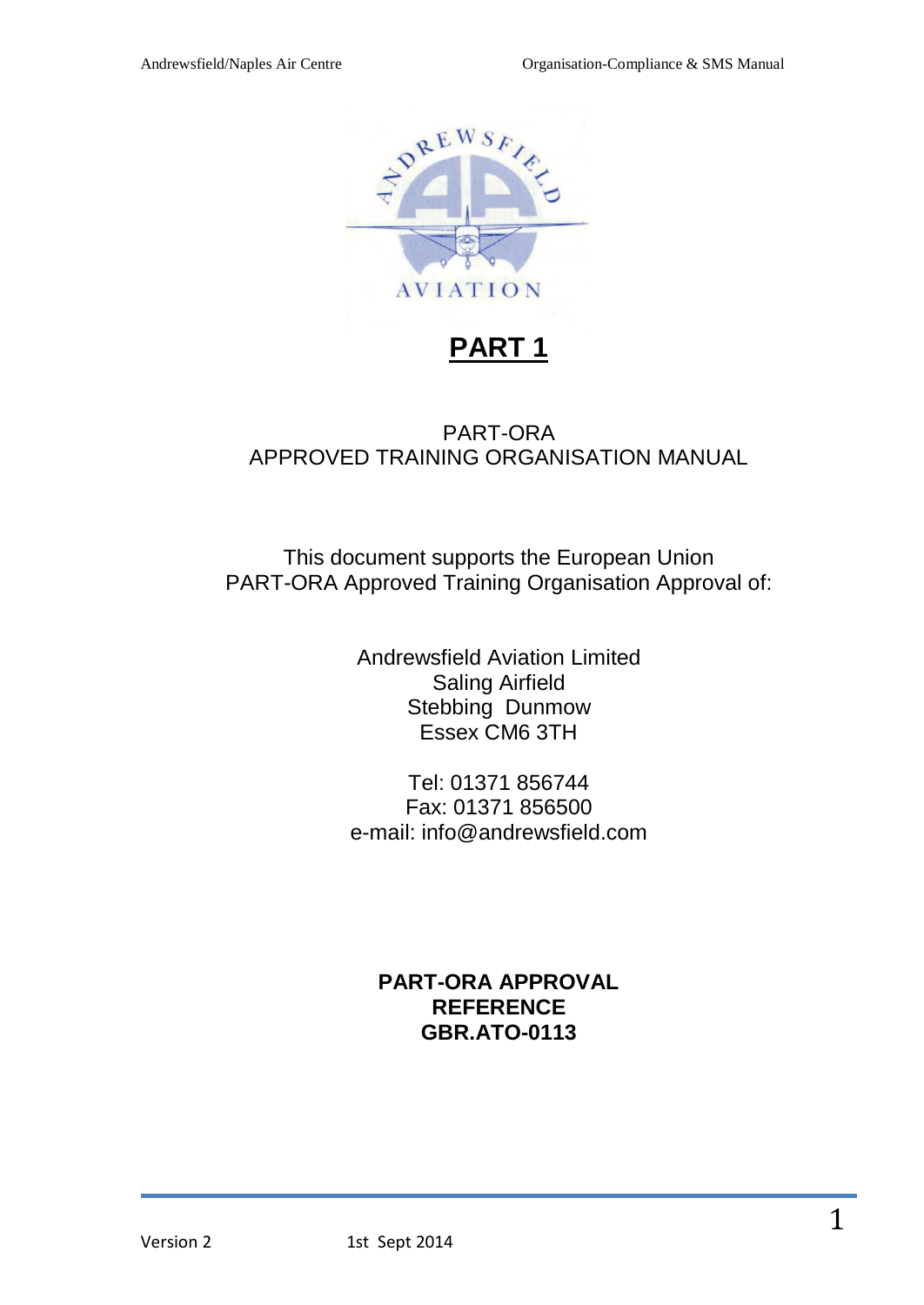# PART 1

PART-ORA
APPROVED TRAINING ORGANISATION MANUAL

This document supports the European Union
PART-ORA Approved Training Organisation Approval of:

Andrewsfield Aviation Limited
Saling Airfield
Stebbing Dunmow
Essex CM6 3TH

Tel: 01371 856744
Fax: 01371 856500
e-mail: info@andrewsfield.com

**PART-ORA APPROVAL REFERENCE GBR.ATO-0113**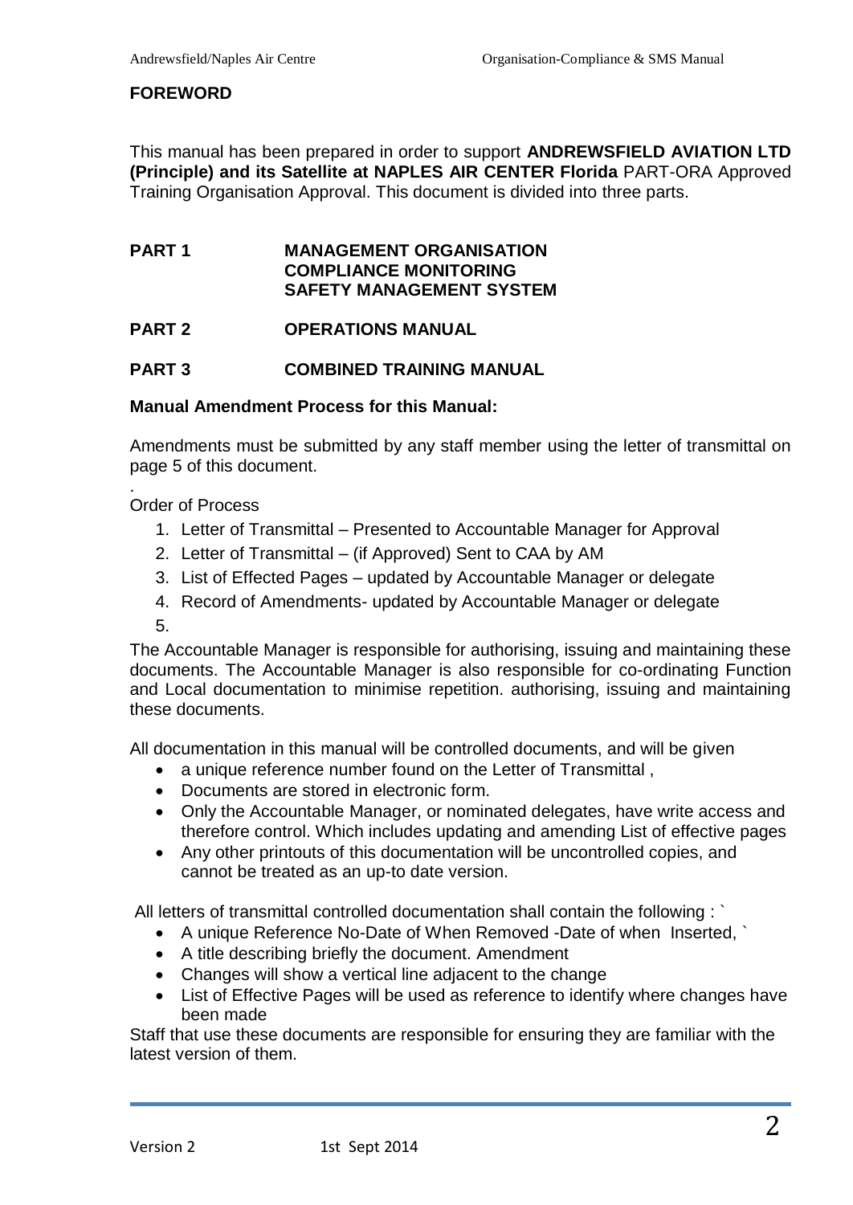## FOREWORD

This manual has been prepared in order to support **ANDREWSFIELD AVIATION LTD (Principle) and its Satellite at NAPLES AIR CENTER Florida** PART-ORA Approved Training Organisation Approval. This document is divided into three parts.

| | |
|---|---|
| **PART 1** | **MANAGEMENT ORGANISATION**<br>**COMPLIANCE MONITORING**<br>**SAFETY MANAGEMENT SYSTEM** |
| **PART 2** | **OPERATIONS MANUAL** |
| **PART 3** | **COMBINED TRAINING MANUAL** |

**Manual Amendment Process for this Manual:**

Amendments must be submitted by any staff member using the letter of transmittal on page 5 of this document.

.
Order of Process

1. Letter of Transmittal – Presented to Accountable Manager for Approval
2. Letter of Transmittal – (if Approved) Sent to CAA by AM
3. List of Effected Pages – updated by Accountable Manager or delegate
4. Record of Amendments- updated by Accountable Manager or delegate
5.

The Accountable Manager is responsible for authorising, issuing and maintaining these documents. The Accountable Manager is also responsible for co-ordinating Function and Local documentation to minimise repetition. authorising, issuing and maintaining these documents.

All documentation in this manual will be controlled documents, and will be given

- a unique reference number found on the Letter of Transmittal ,
- Documents are stored in electronic form.
- Only the Accountable Manager, or nominated delegates, have write access and therefore control. Which includes updating and amending List of effective pages
- Any other printouts of this documentation will be uncontrolled copies, and cannot be treated as an up-to date version.

All letters of transmittal controlled documentation shall contain the following : `

- A unique Reference No-Date of When Removed -Date of when Inserted, `
- A title describing briefly the document. Amendment
- Changes will show a vertical line adjacent to the change
- List of Effective Pages will be used as reference to identify where changes have been made

Staff that use these documents are responsible for ensuring they are familiar with the latest version of them.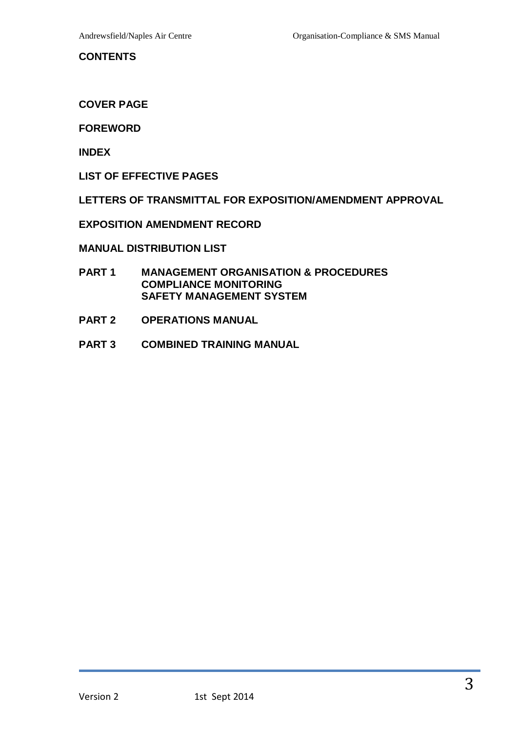## CONTENTS

**COVER PAGE**

**FOREWORD**

**INDEX**

**LIST OF EFFECTIVE PAGES**

**LETTERS OF TRANSMITTAL FOR EXPOSITION/AMENDMENT APPROVAL**

**EXPOSITION AMENDMENT RECORD**

**MANUAL DISTRIBUTION LIST**

**PART 1 MANAGEMENT ORGANISATION & PROCEDURES**
**COMPLIANCE MONITORING**
**SAFETY MANAGEMENT SYSTEM**

**PART 2 OPERATIONS MANUAL**

**PART 3 COMBINED TRAINING MANUAL**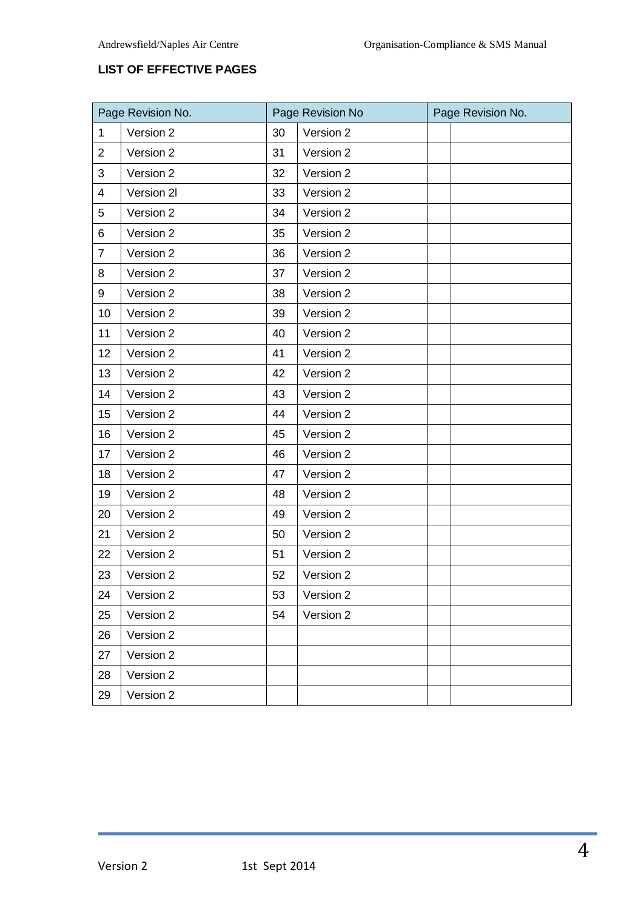## LIST OF EFFECTIVE PAGES

| Page Revision No. | | Page Revision No | | Page Revision No. | |
|---|---|---|---|---|---|
| 1 | Version 2 | 30 | Version 2 | | |
| 2 | Version 2 | 31 | Version 2 | | |
| 3 | Version 2 | 32 | Version 2 | | |
| 4 | Version 2l | 33 | Version 2 | | |
| 5 | Version 2 | 34 | Version 2 | | |
| 6 | Version 2 | 35 | Version 2 | | |
| 7 | Version 2 | 36 | Version 2 | | |
| 8 | Version 2 | 37 | Version 2 | | |
| 9 | Version 2 | 38 | Version 2 | | |
| 10 | Version 2 | 39 | Version 2 | | |
| 11 | Version 2 | 40 | Version 2 | | |
| 12 | Version 2 | 41 | Version 2 | | |
| 13 | Version 2 | 42 | Version 2 | | |
| 14 | Version 2 | 43 | Version 2 | | |
| 15 | Version 2 | 44 | Version 2 | | |
| 16 | Version 2 | 45 | Version 2 | | |
| 17 | Version 2 | 46 | Version 2 | | |
| 18 | Version 2 | 47 | Version 2 | | |
| 19 | Version 2 | 48 | Version 2 | | |
| 20 | Version 2 | 49 | Version 2 | | |
| 21 | Version 2 | 50 | Version 2 | | |
| 22 | Version 2 | 51 | Version 2 | | |
| 23 | Version 2 | 52 | Version 2 | | |
| 24 | Version 2 | 53 | Version 2 | | |
| 25 | Version 2 | 54 | Version 2 | | |
| 26 | Version 2 | | | | |
| 27 | Version 2 | | | | |
| 28 | Version 2 | | | | |
| 29 | Version 2 | | | | |

Version 2 1st Sept 2014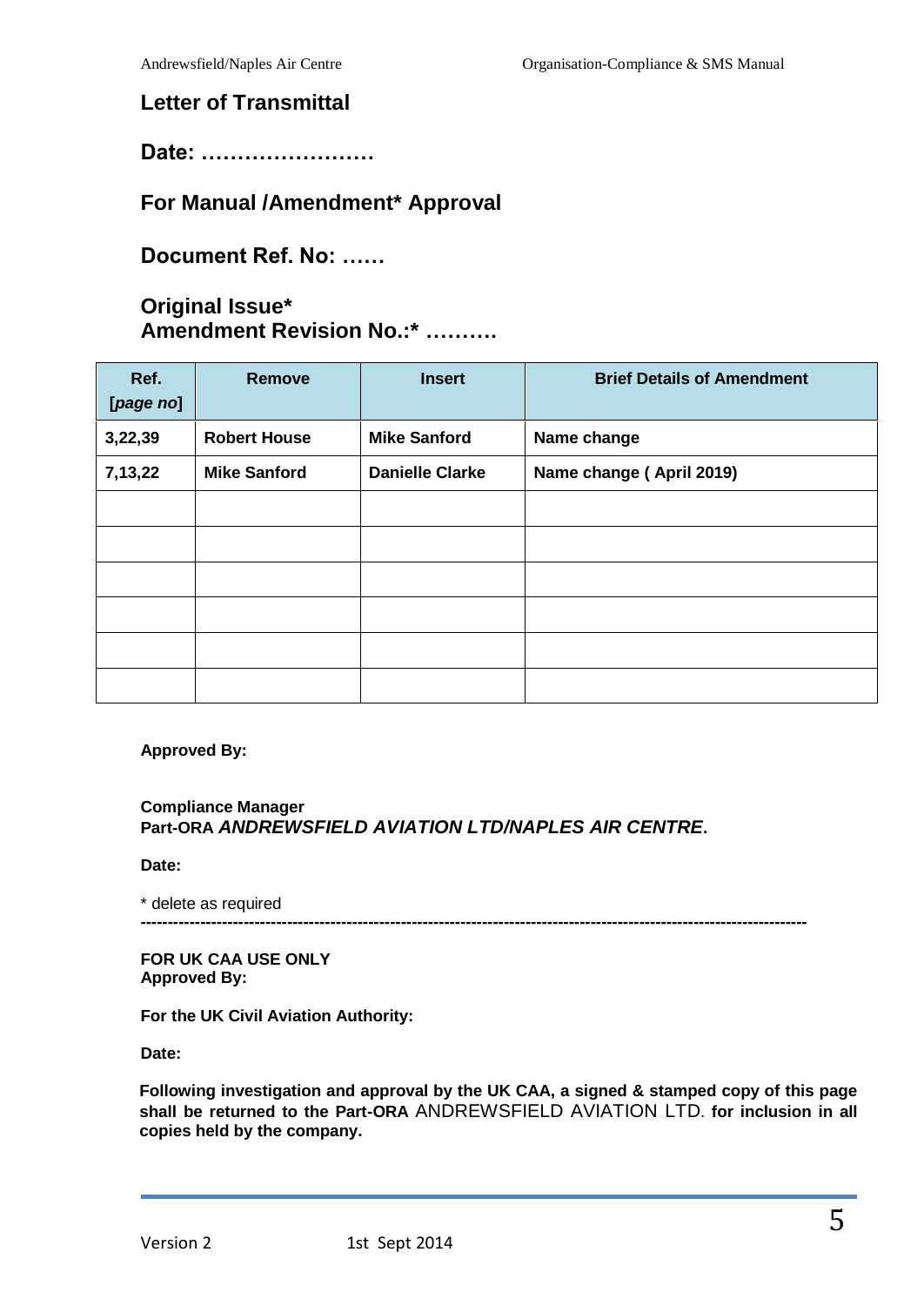## Letter of Transmittal

**Date: ……………………**

**For Manual /Amendment* Approval**

**Document Ref. No: ……**

**Original Issue***
**Amendment Revision No.:* ……….**

| Ref. [*page no*] | Remove | Insert | Brief Details of Amendment |
|---|---|---|---|
| 3,22,39 | Robert House | Mike Sanford | Name change |
| 7,13,22 | Mike Sanford | Danielle Clarke | Name change ( April 2019) |
| | | | |
| | | | |
| | | | |
| | | | |
| | | | |
| | | | |

**Approved By:**

**Compliance Manager**
**Part-ORA *ANDREWSFIELD AVIATION LTD/NAPLES AIR CENTRE*.**

**Date:**

* delete as required

---

**FOR UK CAA USE ONLY**
**Approved By:**

**For the UK Civil Aviation Authority:**

**Date:**

**Following investigation and approval by the UK CAA, a signed & stamped copy of this page shall be returned to the Part-ORA** ANDREWSFIELD AVIATION LTD. **for inclusion in all copies held by the company.**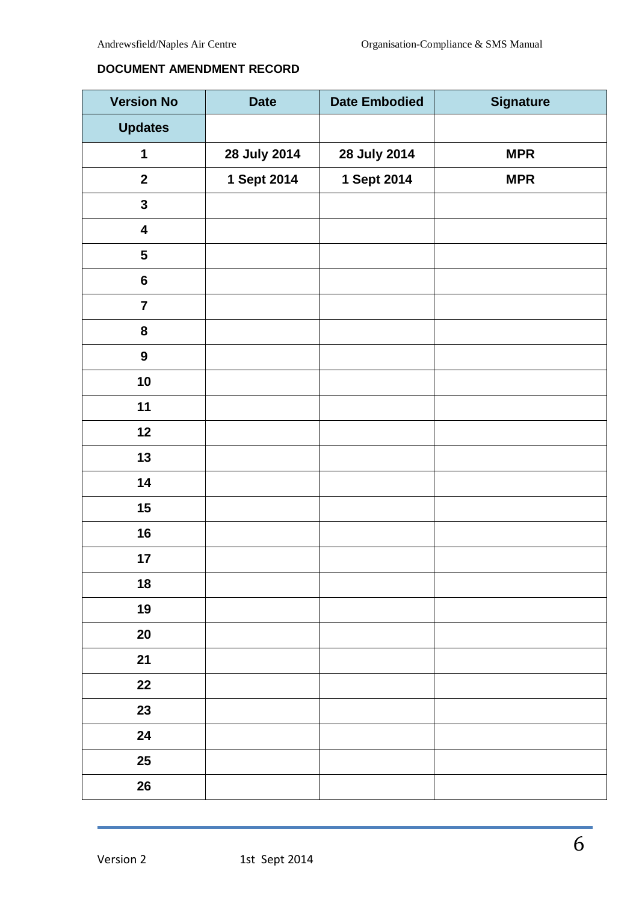**DOCUMENT AMENDMENT RECORD**

| Version No | Date | Date Embodied | Signature |
|---|---|---|---|
| Updates | | | |
| 1 | 28 July 2014 | 28 July 2014 | MPR |
| 2 | 1 Sept 2014 | 1 Sept 2014 | MPR |
| 3 | | | |
| 4 | | | |
| 5 | | | |
| 6 | | | |
| 7 | | | |
| 8 | | | |
| 9 | | | |
| 10 | | | |
| 11 | | | |
| 12 | | | |
| 13 | | | |
| 14 | | | |
| 15 | | | |
| 16 | | | |
| 17 | | | |
| 18 | | | |
| 19 | | | |
| 20 | | | |
| 21 | | | |
| 22 | | | |
| 23 | | | |
| 24 | | | |
| 25 | | | |
| 26 | | | |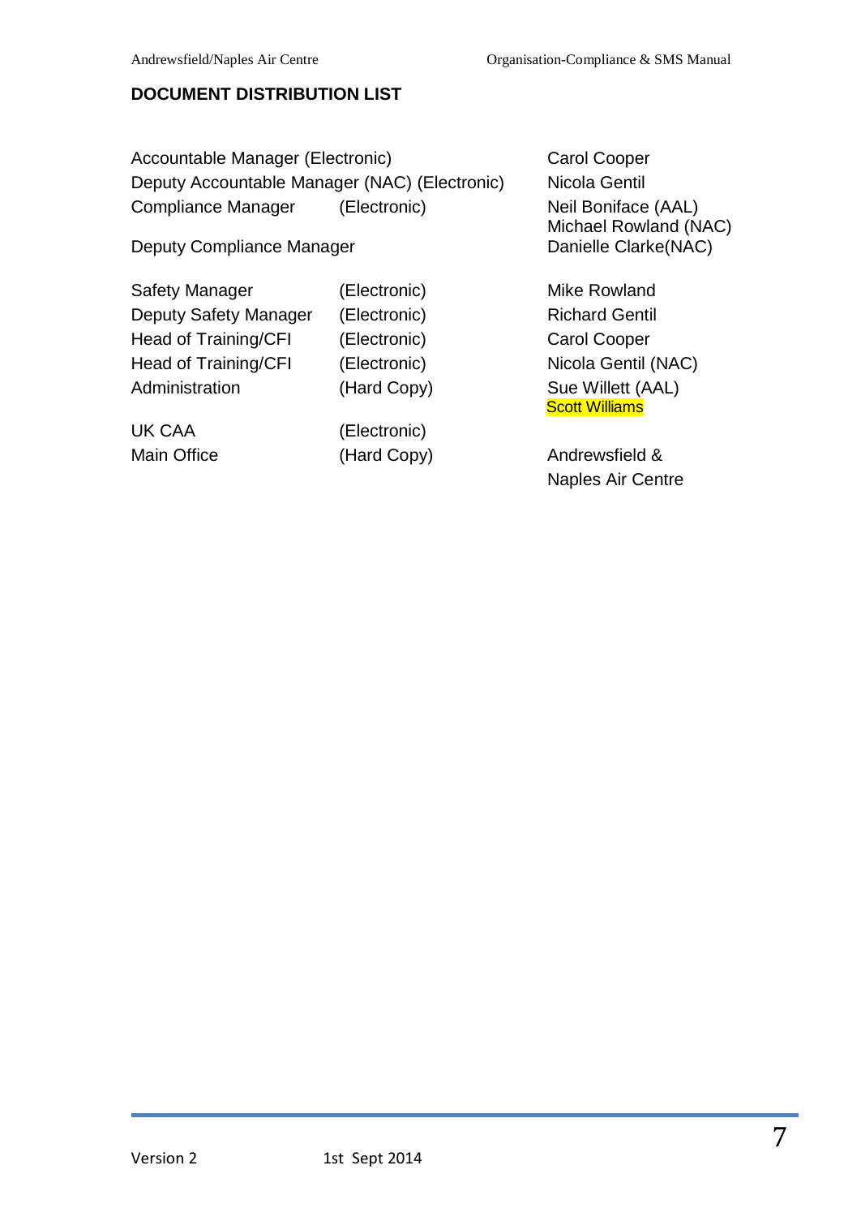**DOCUMENT DISTRIBUTION LIST**

| Role | Format | Name |
|---|---|---|
| Accountable Manager | (Electronic) | Carol Cooper |
| Deputy Accountable Manager (NAC) | (Electronic) | Nicola Gentil |
| Compliance Manager | (Electronic) | Neil Boniface (AAL)<br>Michael Rowland (NAC) |
| Deputy Compliance Manager | | Danielle Clarke(NAC) |
| Safety Manager | (Electronic) | Mike Rowland |
| Deputy Safety Manager | (Electronic) | Richard Gentil |
| Head of Training/CFI | (Electronic) | Carol Cooper |
| Head of Training/CFI | (Electronic) | Nicola Gentil (NAC) |
| Administration | (Hard Copy) | Sue Willett (AAL)<br>Scott Williams |
| UK CAA | (Electronic) | |
| Main Office | (Hard Copy) | Andrewsfield & Naples Air Centre |

Version 2 1st Sept 2014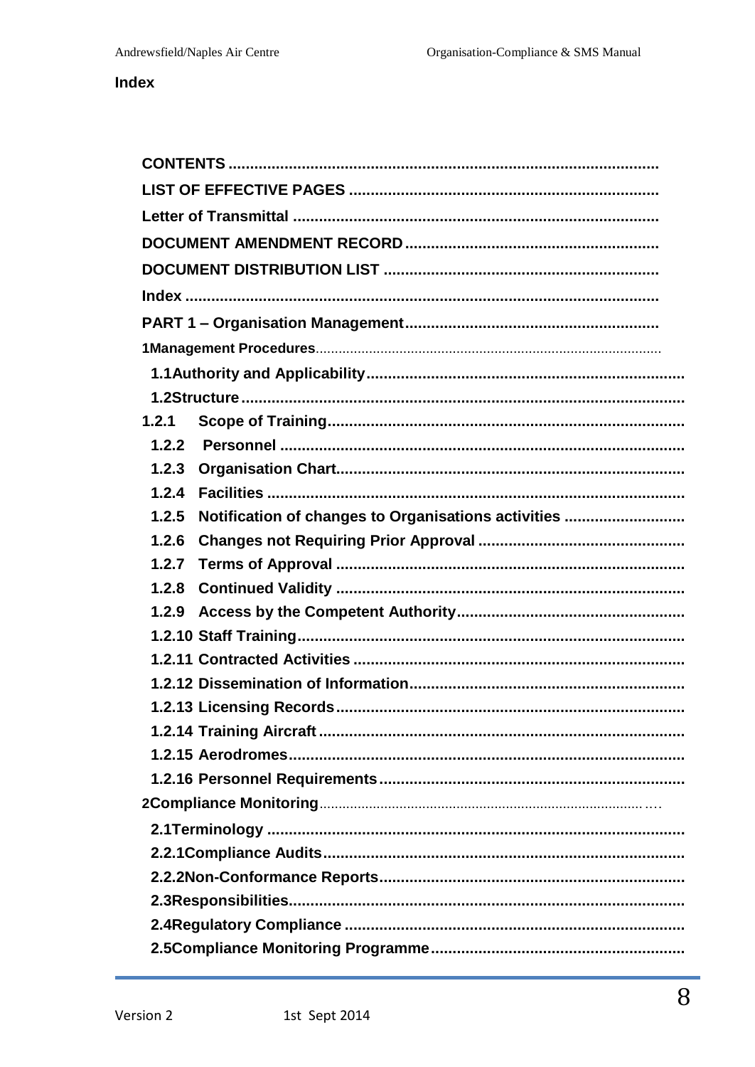## Index

- **CONTENTS**
- **LIST OF EFFECTIVE PAGES**
- **Letter of Transmittal**
- **DOCUMENT AMENDMENT RECORD**
- **DOCUMENT DISTRIBUTION LIST**
- **Index**
- **PART 1 – Organisation Management**
- **1Management Procedures**
  - **1.1Authority and Applicability**
  - **1.2Structure**
  - **1.2.1 Scope of Training**
  - **1.2.2 Personnel**
  - **1.2.3 Organisation Chart**
  - **1.2.4 Facilities**
  - **1.2.5 Notification of changes to Organisations activities**
  - **1.2.6 Changes not Requiring Prior Approval**
  - **1.2.7 Terms of Approval**
  - **1.2.8 Continued Validity**
  - **1.2.9 Access by the Competent Authority**
  - **1.2.10 Staff Training**
  - **1.2.11 Contracted Activities**
  - **1.2.12 Dissemination of Information**
  - **1.2.13 Licensing Records**
  - **1.2.14 Training Aircraft**
  - **1.2.15 Aerodromes**
  - **1.2.16 Personnel Requirements**
- **2Compliance Monitoring**
  - **2.1Terminology**
  - **2.2.1Compliance Audits**
  - **2.2.2Non-Conformance Reports**
  - **2.3Responsibilities**
  - **2.4Regulatory Compliance**
  - **2.5Compliance Monitoring Programme**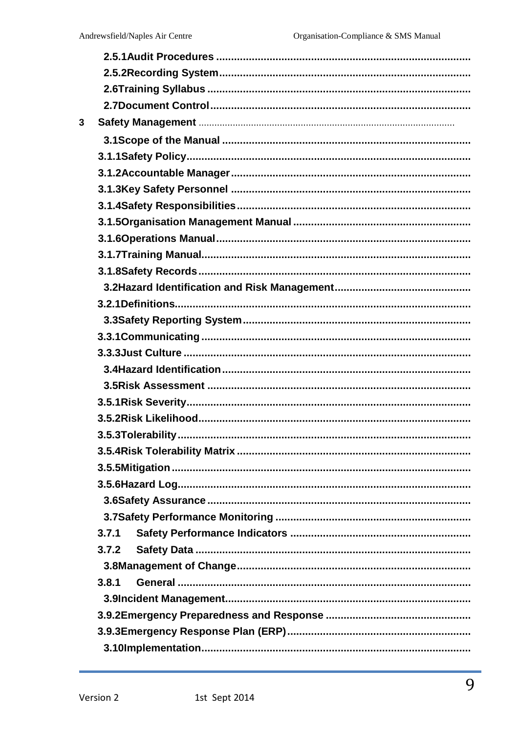2.5.1Audit Procedures ....................................................................................

2.5.2Recording System....................................................................................

2.6Training Syllabus ........................................................................................

2.7Document Control.......................................................................................

3 Safety Management ..............................................................................................

3.1Scope of the Manual ...................................................................................

3.1.1Safety Policy...............................................................................................

3.1.2Accountable Manager ................................................................................

3.1.3Key Safety Personnel ................................................................................

3.1.4Safety Responsibilities..............................................................................

3.1.5Organisation Management Manual ...........................................................

3.1.6Operations Manual.....................................................................................

3.1.7Training Manual..........................................................................................

3.1.8Safety Records...........................................................................................

3.2Hazard Identification and Risk Management............................................

3.2.1Definitions...................................................................................................

3.3Safety Reporting System............................................................................

3.3.1Communicating ..........................................................................................

3.3.3Just Culture ................................................................................................

3.4Hazard Identification...................................................................................

3.5Risk Assessment ........................................................................................

3.5.1Risk Severity...............................................................................................

3.5.2Risk Likelihood...........................................................................................

3.5.3Tolerability..................................................................................................

3.5.4Risk Tolerability Matrix ..............................................................................

3.5.5Mitigation ....................................................................................................

3.5.6Hazard Log..................................................................................................

3.6Safety Assurance ........................................................................................

3.7Safety Performance Monitoring .................................................................

3.7.1 Safety Performance Indicators ............................................................

3.7.2 Safety Data ............................................................................................

3.8Management of Change..............................................................................

3.8.1 General ..................................................................................................

3.9Incident Management..................................................................................

3.9.2Emergency Preparedness and Response ................................................

3.9.3Emergency Response Plan (ERP).............................................................

3.10Implementation..........................................................................................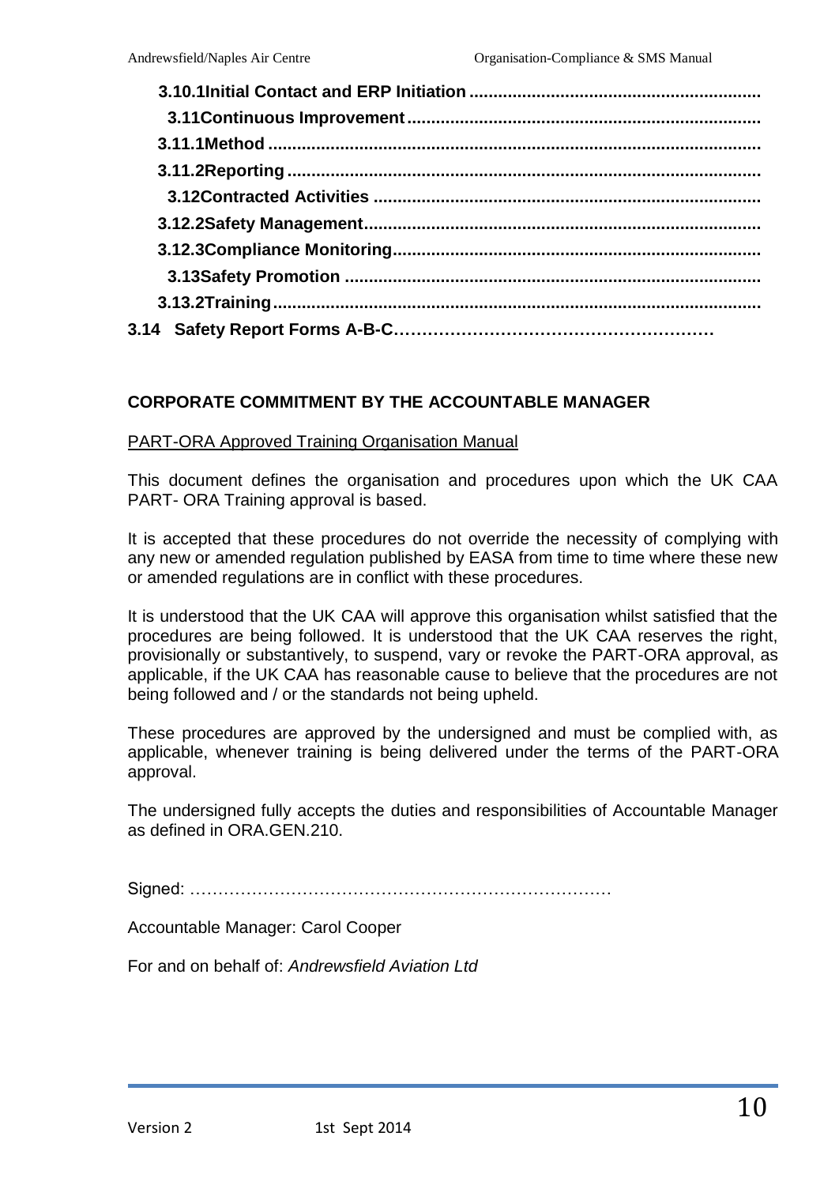**3.10.1Initial Contact and ERP Initiation ..........................................................**

**3.11Continuous Improvement .........................................................................**

**3.11.1Method .....................................................................................................**

**3.11.2Reporting ..................................................................................................**

**3.12Contracted Activities ................................................................................**

**3.12.2Safety Management..................................................................................**

**3.12.3Compliance Monitoring............................................................................**

**3.13Safety Promotion ......................................................................................**

**3.13.2Training.....................................................................................................**

**3.14 Safety Report Forms A-B-C…………………………………………………**

## CORPORATE COMMITMENT BY THE ACCOUNTABLE MANAGER

<u>PART-ORA Approved Training Organisation Manual</u>

This document defines the organisation and procedures upon which the UK CAA PART- ORA Training approval is based.

It is accepted that these procedures do not override the necessity of complying with any new or amended regulation published by EASA from time to time where these new or amended regulations are in conflict with these procedures.

It is understood that the UK CAA will approve this organisation whilst satisfied that the procedures are being followed. It is understood that the UK CAA reserves the right, provisionally or substantively, to suspend, vary or revoke the PART-ORA approval, as applicable, if the UK CAA has reasonable cause to believe that the procedures are not being followed and / or the standards not being upheld.

These procedures are approved by the undersigned and must be complied with, as applicable, whenever training is being delivered under the terms of the PART-ORA approval.

The undersigned fully accepts the duties and responsibilities of Accountable Manager as defined in ORA.GEN.210.

Signed: …………………………………………………………………

Accountable Manager: Carol Cooper

For and on behalf of: *Andrewsfield Aviation Ltd*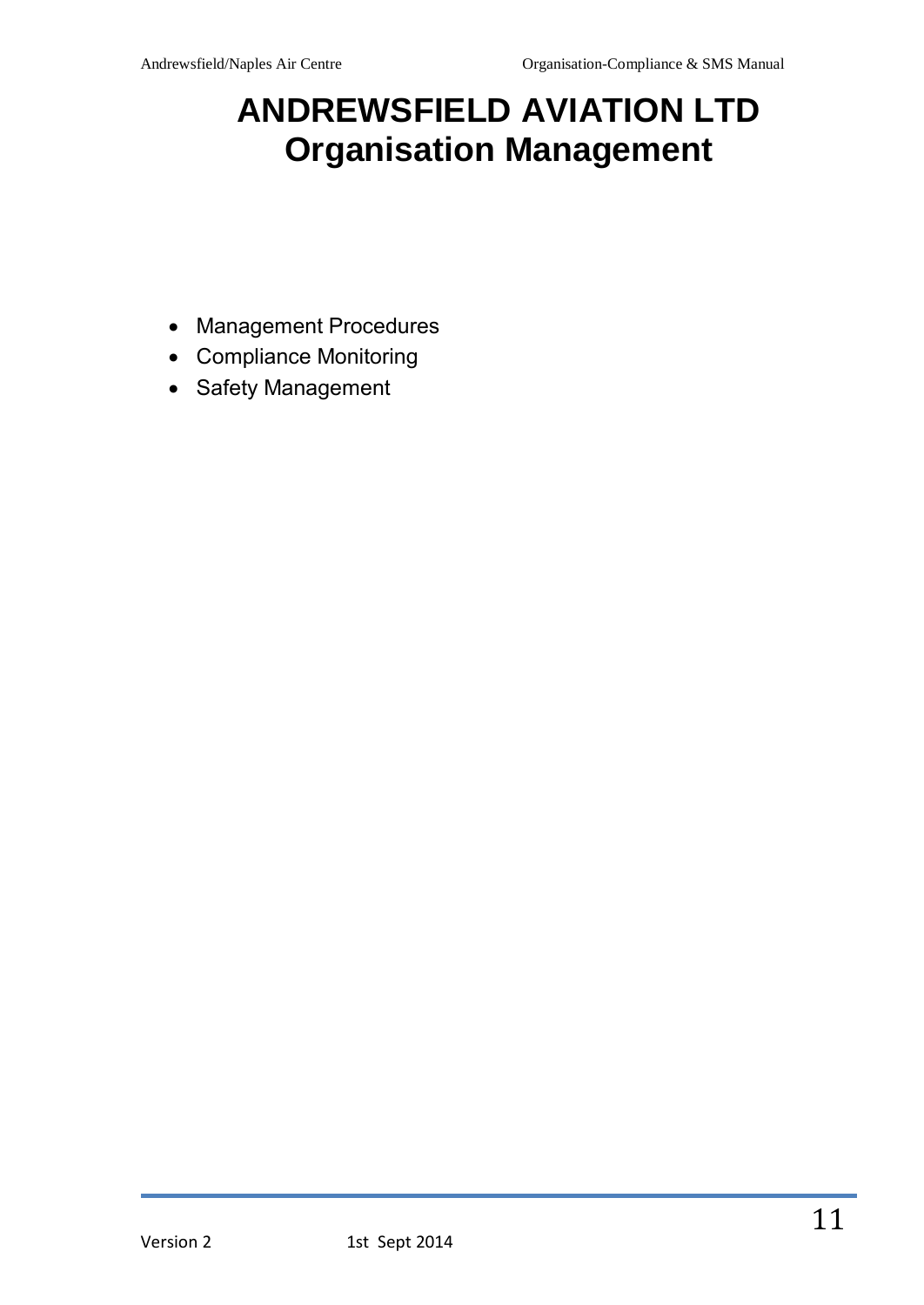# ANDREWSFIELD AVIATION LTD
# Organisation Management

- Management Procedures
- Compliance Monitoring
- Safety Management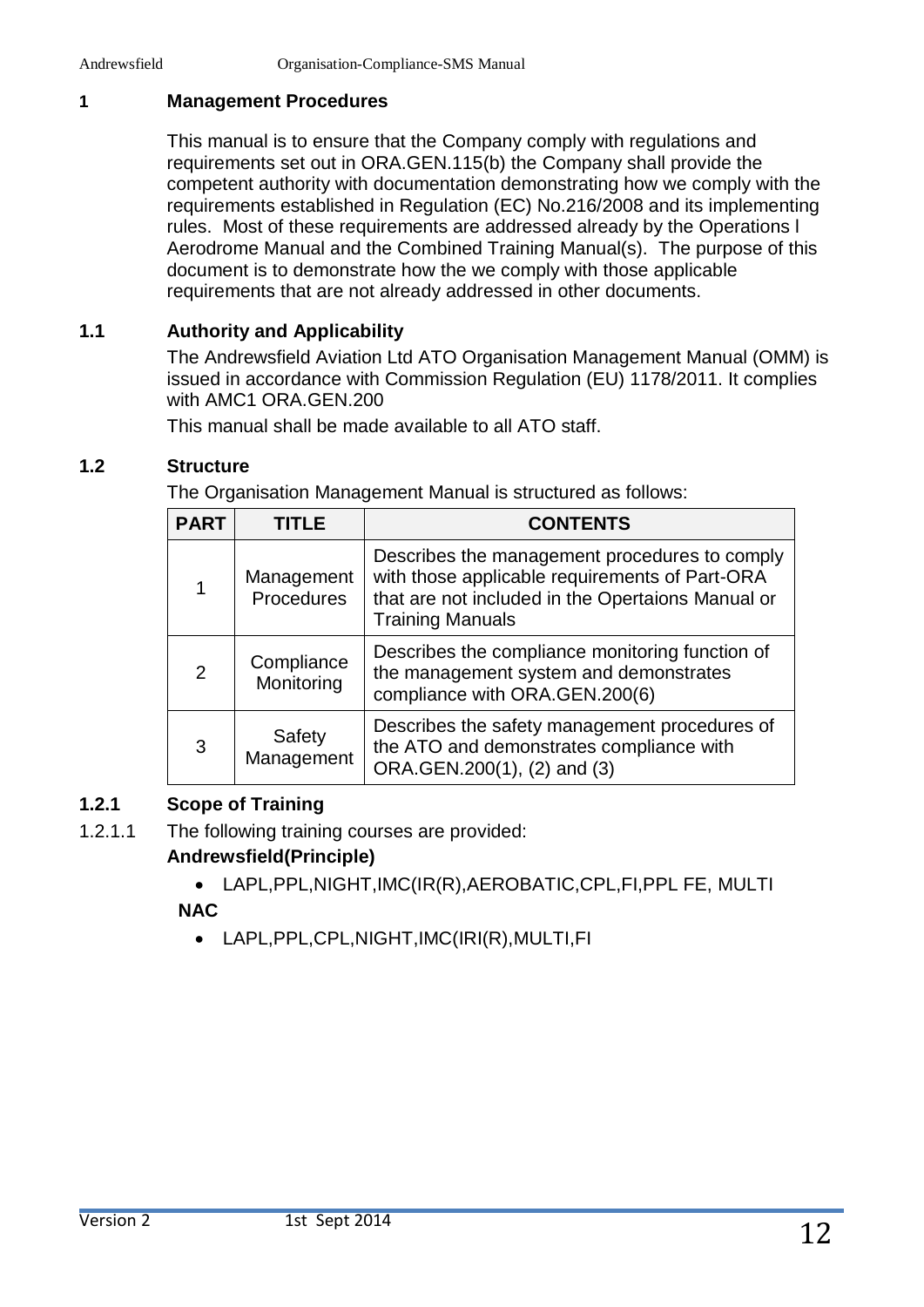## 1 Management Procedures

This manual is to ensure that the Company comply with regulations and requirements set out in ORA.GEN.115(b) the Company shall provide the competent authority with documentation demonstrating how we comply with the requirements established in Regulation (EC) No.216/2008 and its implementing rules. Most of these requirements are addressed already by the Operations l Aerodrome Manual and the Combined Training Manual(s). The purpose of this document is to demonstrate how the we comply with those applicable requirements that are not already addressed in other documents.

### 1.1 Authority and Applicability

The Andrewsfield Aviation Ltd ATO Organisation Management Manual (OMM) is issued in accordance with Commission Regulation (EU) 1178/2011. It complies with AMC1 ORA.GEN.200

This manual shall be made available to all ATO staff.

### 1.2 Structure

The Organisation Management Manual is structured as follows:

| PART | TITLE | CONTENTS |
|---|---|---|
| 1 | Management Procedures | Describes the management procedures to comply with those applicable requirements of Part-ORA that are not included in the Opertaions Manual or Training Manuals |
| 2 | Compliance Monitoring | Describes the compliance monitoring function of the management system and demonstrates compliance with ORA.GEN.200(6) |
| 3 | Safety Management | Describes the safety management procedures of the ATO and demonstrates compliance with ORA.GEN.200(1), (2) and (3) |

#### 1.2.1 Scope of Training

1.2.1.1 The following training courses are provided:

**Andrewsfield(Principle)**

- LAPL,PPL,NIGHT,IMC(IR(R),AEROBATIC,CPL,FI,PPL FE, MULTI

**NAC**

- LAPL,PPL,CPL,NIGHT,IMC(IRI(R),MULTI,FI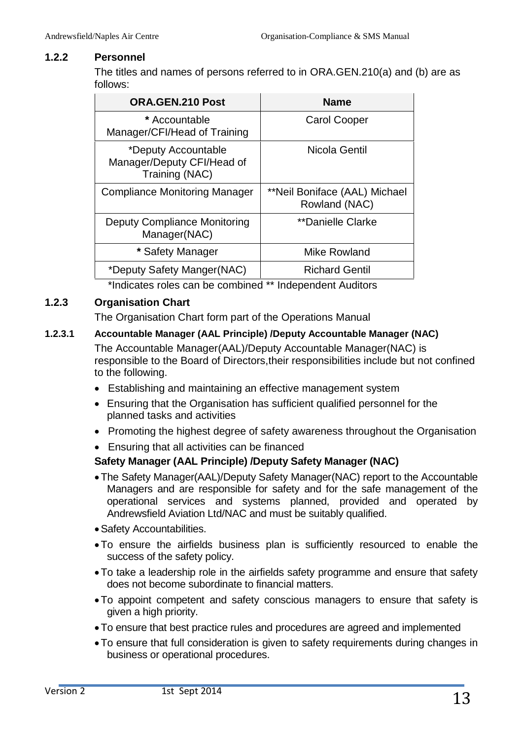### 1.2.2 Personnel

The titles and names of persons referred to in ORA.GEN.210(a) and (b) are as follows:

| ORA.GEN.210 Post | Name |
|---|---|
| * Accountable Manager/CFI/Head of Training | Carol Cooper |
| *Deputy Accountable Manager/Deputy CFI/Head of Training (NAC) | Nicola Gentil |
| Compliance Monitoring Manager | **Neil Boniface (AAL) Michael Rowland (NAC) |
| Deputy Compliance Monitoring Manager(NAC) | **Danielle Clarke |
| * Safety Manager | Mike Rowland |
| *Deputy Safety Manger(NAC) | Richard Gentil |

*Indicates roles can be combined ** Independent Auditors

### 1.2.3 Organisation Chart

The Organisation Chart form part of the Operations Manual

#### 1.2.3.1 Accountable Manager (AAL Principle) /Deputy Accountable Manager (NAC)

The Accountable Manager(AAL)/Deputy Accountable Manager(NAC) is responsible to the Board of Directors,their responsibilities include but not confined to the following.

- Establishing and maintaining an effective management system
- Ensuring that the Organisation has sufficient qualified personnel for the planned tasks and activities
- Promoting the highest degree of safety awareness throughout the Organisation
- Ensuring that all activities can be financed

**Safety Manager (AAL Principle) /Deputy Safety Manager (NAC)**

- The Safety Manager(AAL)/Deputy Safety Manager(NAC) report to the Accountable Managers and are responsible for safety and for the safe management of the operational services and systems planned, provided and operated by Andrewsfield Aviation Ltd/NAC and must be suitably qualified.
- Safety Accountabilities.
- To ensure the airfields business plan is sufficiently resourced to enable the success of the safety policy.
- To take a leadership role in the airfields safety programme and ensure that safety does not become subordinate to financial matters.
- To appoint competent and safety conscious managers to ensure that safety is given a high priority.
- To ensure that best practice rules and procedures are agreed and implemented
- To ensure that full consideration is given to safety requirements during changes in business or operational procedures.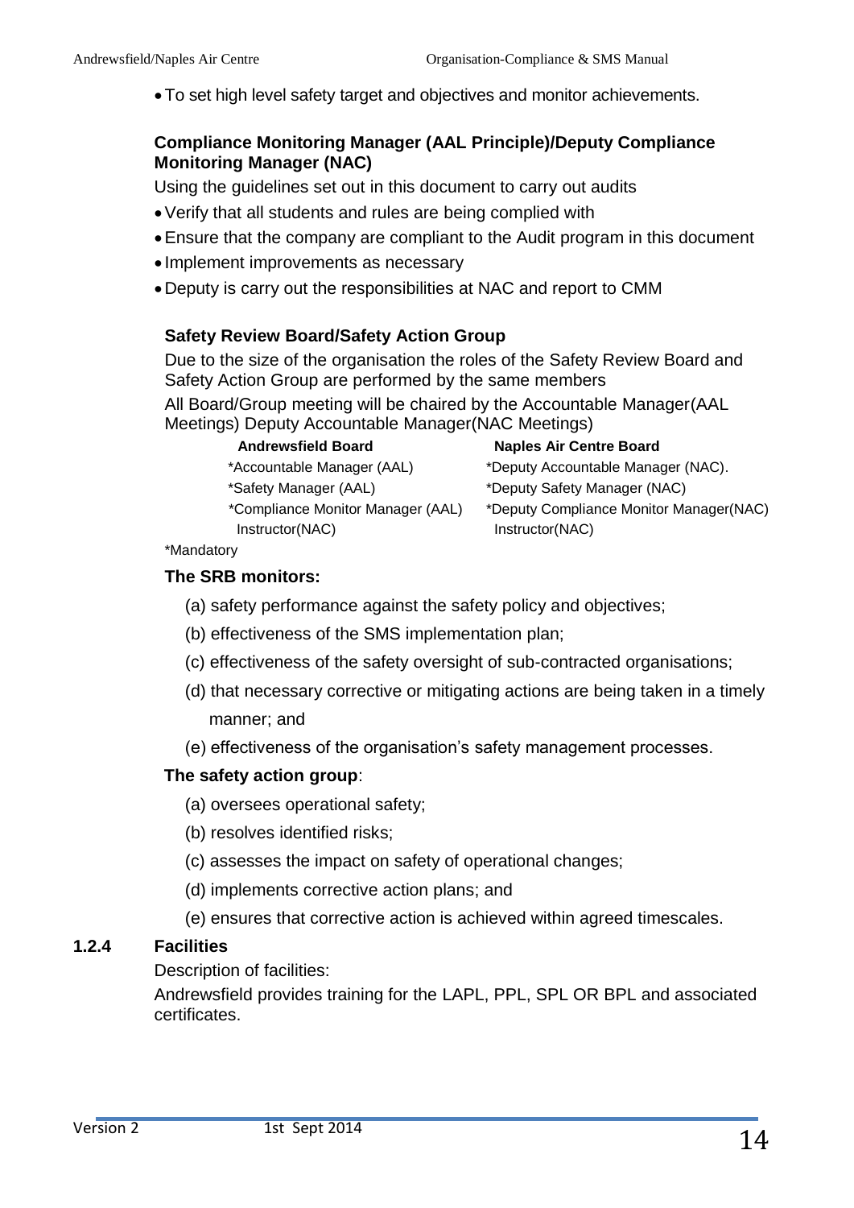- To set high level safety target and objectives and monitor achievements.

**Compliance Monitoring Manager (AAL Principle)/Deputy Compliance Monitoring Manager (NAC)**

Using the guidelines set out in this document to carry out audits

- Verify that all students and rules are being complied with
- Ensure that the company are compliant to the Audit program in this document
- Implement improvements as necessary
- Deputy is carry out the responsibilities at NAC and report to CMM

**Safety Review Board/Safety Action Group**

Due to the size of the organisation the roles of the Safety Review Board and Safety Action Group are performed by the same members

All Board/Group meeting will be chaired by the Accountable Manager(AAL Meetings) Deputy Accountable Manager(NAC Meetings)

| **Andrewsfield Board** | **Naples Air Centre Board** |
|---|---|
| *Accountable Manager (AAL) | *Deputy Accountable Manager (NAC). |
| *Safety Manager (AAL) | *Deputy Safety Manager (NAC) |
| *Compliance Monitor Manager (AAL) | *Deputy Compliance Monitor Manager(NAC) |
| Instructor(NAC) | Instructor(NAC) |

*Mandatory

**The SRB monitors:**

(a) safety performance against the safety policy and objectives;

(b) effectiveness of the SMS implementation plan;

(c) effectiveness of the safety oversight of sub-contracted organisations;

(d) that necessary corrective or mitigating actions are being taken in a timely manner; and

(e) effectiveness of the organisation's safety management processes.

**The safety action group**:

(a) oversees operational safety;

(b) resolves identified risks;

(c) assesses the impact on safety of operational changes;

(d) implements corrective action plans; and

(e) ensures that corrective action is achieved within agreed timescales.

### 1.2.4 Facilities

Description of facilities:

Andrewsfield provides training for the LAPL, PPL, SPL OR BPL and associated certificates.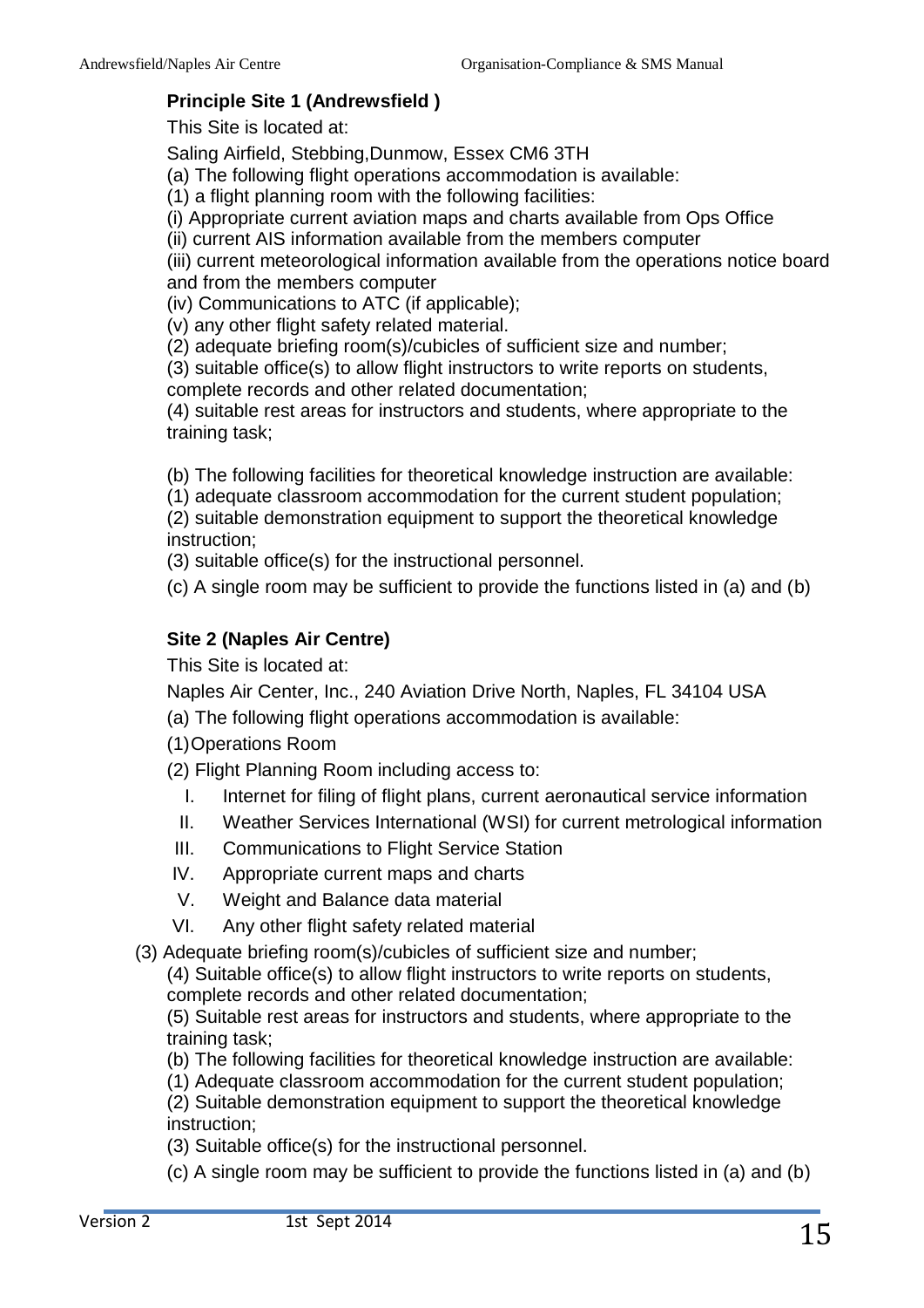**Principle Site 1 (Andrewsfield )**

This Site is located at:

Saling Airfield, Stebbing,Dunmow, Essex CM6 3TH

(a) The following flight operations accommodation is available:

(1) a flight planning room with the following facilities:

(i) Appropriate current aviation maps and charts available from Ops Office

(ii) current AIS information available from the members computer

(iii) current meteorological information available from the operations notice board and from the members computer

(iv) Communications to ATC (if applicable);

(v) any other flight safety related material.

(2) adequate briefing room(s)/cubicles of sufficient size and number;

(3) suitable office(s) to allow flight instructors to write reports on students, complete records and other related documentation;

(4) suitable rest areas for instructors and students, where appropriate to the training task;

(b) The following facilities for theoretical knowledge instruction are available:

(1) adequate classroom accommodation for the current student population;

(2) suitable demonstration equipment to support the theoretical knowledge instruction;

(3) suitable office(s) for the instructional personnel.

(c) A single room may be sufficient to provide the functions listed in (a) and (b)

**Site 2 (Naples Air Centre)**

This Site is located at:

Naples Air Center, Inc., 240 Aviation Drive North, Naples, FL 34104 USA

(a) The following flight operations accommodation is available:

(1) Operations Room

(2) Flight Planning Room including access to:

I. Internet for filing of flight plans, current aeronautical service information
II. Weather Services International (WSI) for current metrological information
III. Communications to Flight Service Station
IV. Appropriate current maps and charts
V. Weight and Balance data material
VI. Any other flight safety related material

(3) Adequate briefing room(s)/cubicles of sufficient size and number;

(4) Suitable office(s) to allow flight instructors to write reports on students, complete records and other related documentation;

(5) Suitable rest areas for instructors and students, where appropriate to the training task;

(b) The following facilities for theoretical knowledge instruction are available:

(1) Adequate classroom accommodation for the current student population;

(2) Suitable demonstration equipment to support the theoretical knowledge instruction;

(3) Suitable office(s) for the instructional personnel.

(c) A single room may be sufficient to provide the functions listed in (a) and (b)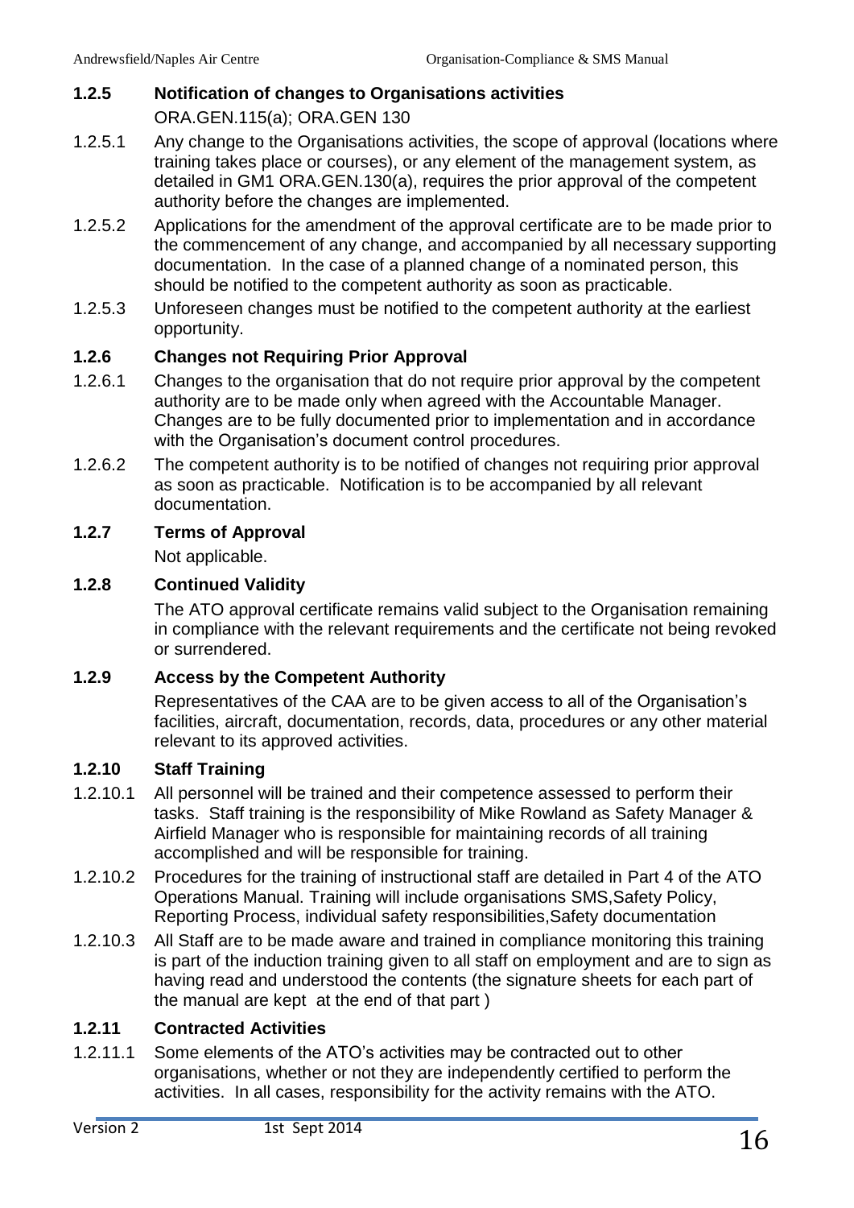### 1.2.5 Notification of changes to Organisations activities

ORA.GEN.115(a); ORA.GEN 130

1.2.5.1 Any change to the Organisations activities, the scope of approval (locations where training takes place or courses), or any element of the management system, as detailed in GM1 ORA.GEN.130(a), requires the prior approval of the competent authority before the changes are implemented.

1.2.5.2 Applications for the amendment of the approval certificate are to be made prior to the commencement of any change, and accompanied by all necessary supporting documentation. In the case of a planned change of a nominated person, this should be notified to the competent authority as soon as practicable.

1.2.5.3 Unforeseen changes must be notified to the competent authority at the earliest opportunity.

### 1.2.6 Changes not Requiring Prior Approval

1.2.6.1 Changes to the organisation that do not require prior approval by the competent authority are to be made only when agreed with the Accountable Manager. Changes are to be fully documented prior to implementation and in accordance with the Organisation's document control procedures.

1.2.6.2 The competent authority is to be notified of changes not requiring prior approval as soon as practicable. Notification is to be accompanied by all relevant documentation.

### 1.2.7 Terms of Approval

Not applicable.

### 1.2.8 Continued Validity

The ATO approval certificate remains valid subject to the Organisation remaining in compliance with the relevant requirements and the certificate not being revoked or surrendered.

### 1.2.9 Access by the Competent Authority

Representatives of the CAA are to be given access to all of the Organisation's facilities, aircraft, documentation, records, data, procedures or any other material relevant to its approved activities.

### 1.2.10 Staff Training

1.2.10.1 All personnel will be trained and their competence assessed to perform their tasks. Staff training is the responsibility of Mike Rowland as Safety Manager & Airfield Manager who is responsible for maintaining records of all training accomplished and will be responsible for training.

1.2.10.2 Procedures for the training of instructional staff are detailed in Part 4 of the ATO Operations Manual. Training will include organisations SMS,Safety Policy, Reporting Process, individual safety responsibilities,Safety documentation

1.2.10.3 All Staff are to be made aware and trained in compliance monitoring this training is part of the induction training given to all staff on employment and are to sign as having read and understood the contents (the signature sheets for each part of the manual are kept at the end of that part )

### 1.2.11 Contracted Activities

1.2.11.1 Some elements of the ATO's activities may be contracted out to other organisations, whether or not they are independently certified to perform the activities. In all cases, responsibility for the activity remains with the ATO.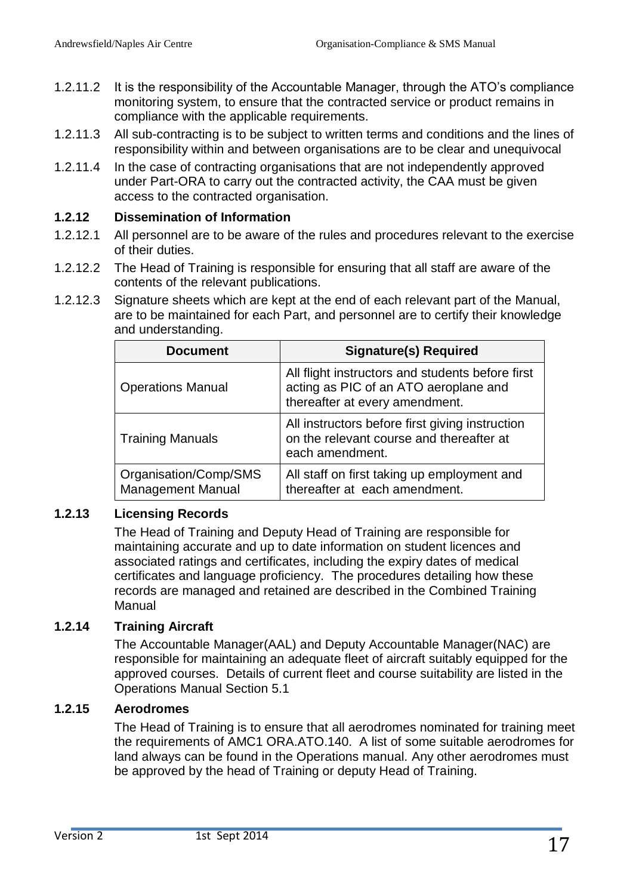1.2.11.2 It is the responsibility of the Accountable Manager, through the ATO's compliance monitoring system, to ensure that the contracted service or product remains in compliance with the applicable requirements.

1.2.11.3 All sub-contracting is to be subject to written terms and conditions and the lines of responsibility within and between organisations are to be clear and unequivocal

1.2.11.4 In the case of contracting organisations that are not independently approved under Part-ORA to carry out the contracted activity, the CAA must be given access to the contracted organisation.

### 1.2.12 Dissemination of Information

1.2.12.1 All personnel are to be aware of the rules and procedures relevant to the exercise of their duties.

1.2.12.2 The Head of Training is responsible for ensuring that all staff are aware of the contents of the relevant publications.

1.2.12.3 Signature sheets which are kept at the end of each relevant part of the Manual, are to be maintained for each Part, and personnel are to certify their knowledge and understanding.

| Document | Signature(s) Required |
|---|---|
| Operations Manual | All flight instructors and students before first acting as PIC of an ATO aeroplane and thereafter at every amendment. |
| Training Manuals | All instructors before first giving instruction on the relevant course and thereafter at each amendment. |
| Organisation/Comp/SMS Management Manual | All staff on first taking up employment and thereafter at each amendment. |

### 1.2.13 Licensing Records

The Head of Training and Deputy Head of Training are responsible for maintaining accurate and up to date information on student licences and associated ratings and certificates, including the expiry dates of medical certificates and language proficiency. The procedures detailing how these records are managed and retained are described in the Combined Training Manual

### 1.2.14 Training Aircraft

The Accountable Manager(AAL) and Deputy Accountable Manager(NAC) are responsible for maintaining an adequate fleet of aircraft suitably equipped for the approved courses. Details of current fleet and course suitability are listed in the Operations Manual Section 5.1

### 1.2.15 Aerodromes

The Head of Training is to ensure that all aerodromes nominated for training meet the requirements of AMC1 ORA.ATO.140. A list of some suitable aerodromes for land always can be found in the Operations manual. Any other aerodromes must be approved by the head of Training or deputy Head of Training.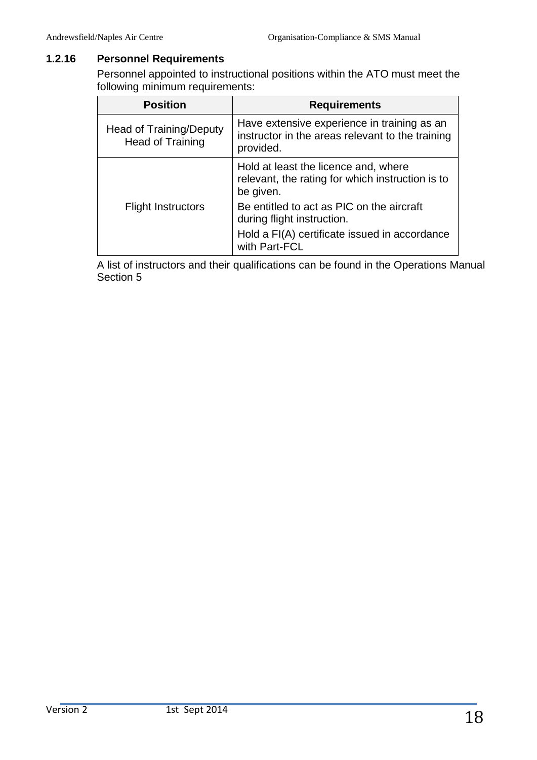### 1.2.16 Personnel Requirements

Personnel appointed to instructional positions within the ATO must meet the following minimum requirements:

| Position | Requirements |
|---|---|
| Head of Training/Deputy Head of Training | Have extensive experience in training as an instructor in the areas relevant to the training provided. |
| Flight Instructors | Hold at least the licence and, where relevant, the rating for which instruction is to be given.<br>Be entitled to act as PIC on the aircraft during flight instruction.<br>Hold a FI(A) certificate issued in accordance with Part-FCL |

A list of instructors and their qualifications can be found in the Operations Manual Section 5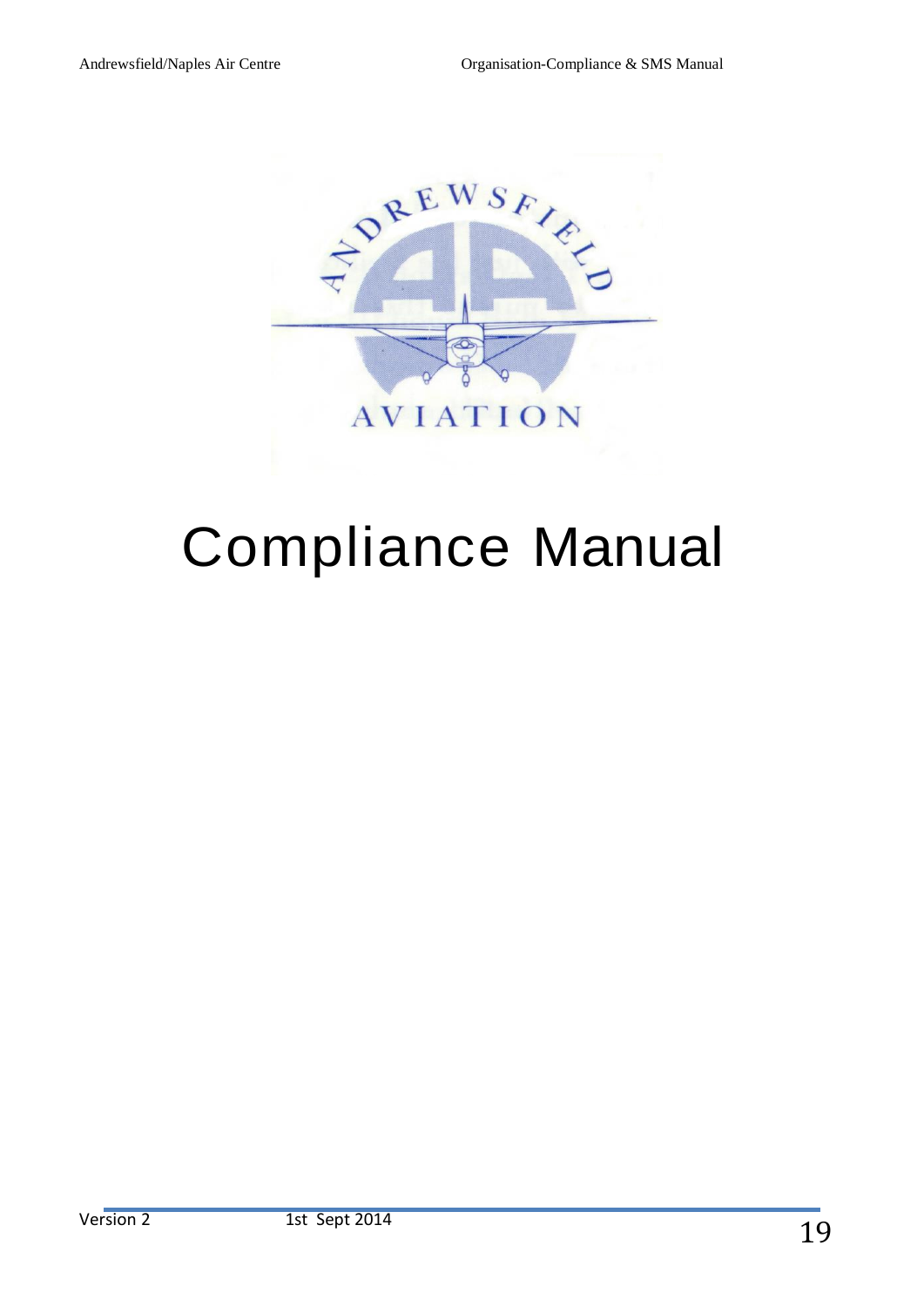# Compliance Manual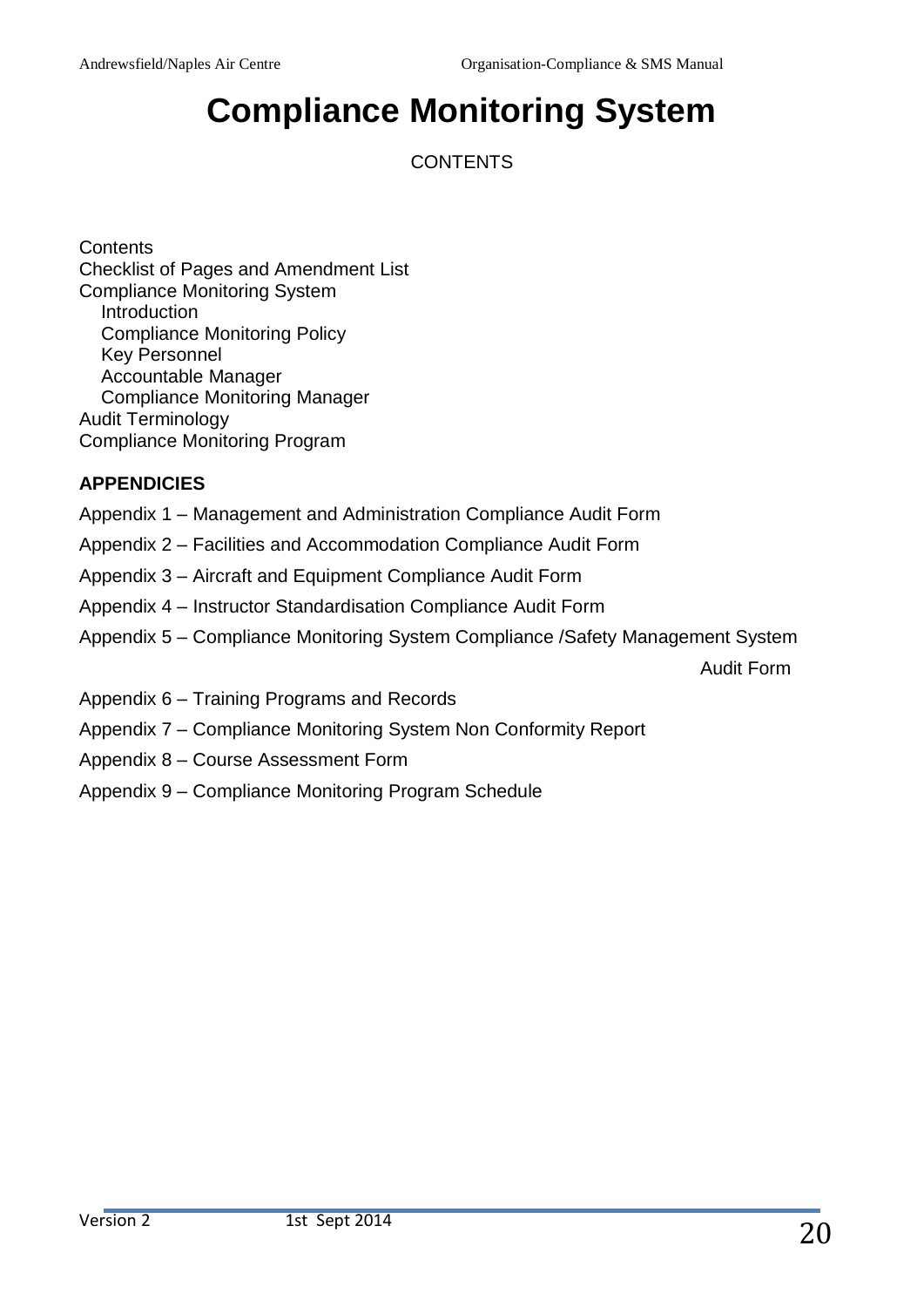# Compliance Monitoring System

CONTENTS

Contents
Checklist of Pages and Amendment List
Compliance Monitoring System
- Introduction
- Compliance Monitoring Policy
- Key Personnel
- Accountable Manager
- Compliance Monitoring Manager

Audit Terminology
Compliance Monitoring Program

**APPENDICIES**

Appendix 1 – Management and Administration Compliance Audit Form

Appendix 2 – Facilities and Accommodation Compliance Audit Form

Appendix 3 – Aircraft and Equipment Compliance Audit Form

Appendix 4 – Instructor Standardisation Compliance Audit Form

Appendix 5 – Compliance Monitoring System Compliance /Safety Management System Audit Form

Appendix 6 – Training Programs and Records

Appendix 7 – Compliance Monitoring System Non Conformity Report

Appendix 8 – Course Assessment Form

Appendix 9 – Compliance Monitoring Program Schedule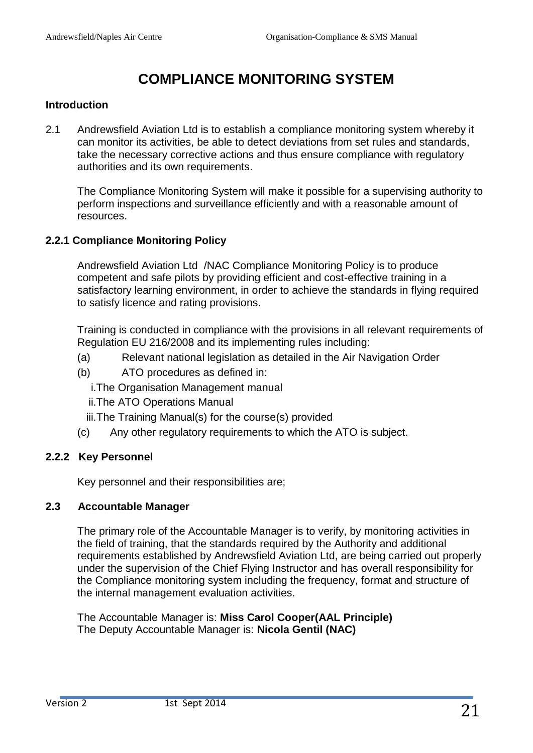# COMPLIANCE MONITORING SYSTEM

**Introduction**

2.1 Andrewsfield Aviation Ltd is to establish a compliance monitoring system whereby it can monitor its activities, be able to detect deviations from set rules and standards, take the necessary corrective actions and thus ensure compliance with regulatory authorities and its own requirements.

The Compliance Monitoring System will make it possible for a supervising authority to perform inspections and surveillance efficiently and with a reasonable amount of resources.

**2.2.1 Compliance Monitoring Policy**

Andrewsfield Aviation Ltd /NAC Compliance Monitoring Policy is to produce competent and safe pilots by providing efficient and cost-effective training in a satisfactory learning environment, in order to achieve the standards in flying required to satisfy licence and rating provisions.

Training is conducted in compliance with the provisions in all relevant requirements of Regulation EU 216/2008 and its implementing rules including:

(a) Relevant national legislation as detailed in the Air Navigation Order

(b) ATO procedures as defined in:

i. The Organisation Management manual

ii. The ATO Operations Manual

iii. The Training Manual(s) for the course(s) provided

(c) Any other regulatory requirements to which the ATO is subject.

**2.2.2 Key Personnel**

Key personnel and their responsibilities are;

**2.3 Accountable Manager**

The primary role of the Accountable Manager is to verify, by monitoring activities in the field of training, that the standards required by the Authority and additional requirements established by Andrewsfield Aviation Ltd, are being carried out properly under the supervision of the Chief Flying Instructor and has overall responsibility for the Compliance monitoring system including the frequency, format and structure of the internal management evaluation activities.

The Accountable Manager is: **Miss Carol Cooper(AAL Principle)**
The Deputy Accountable Manager is: **Nicola Gentil (NAC)**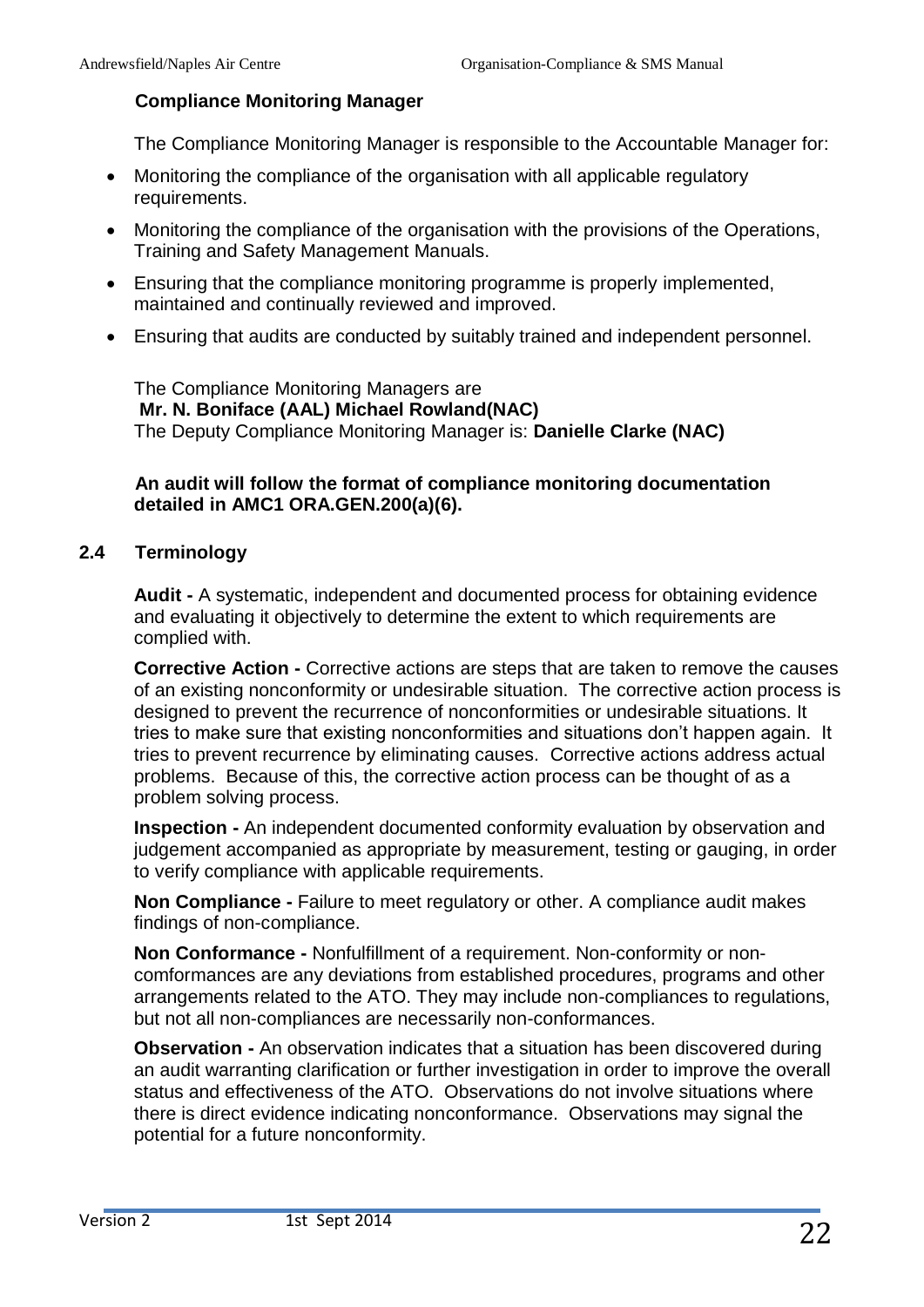**Compliance Monitoring Manager**

The Compliance Monitoring Manager is responsible to the Accountable Manager for:

- Monitoring the compliance of the organisation with all applicable regulatory requirements.
- Monitoring the compliance of the organisation with the provisions of the Operations, Training and Safety Management Manuals.
- Ensuring that the compliance monitoring programme is properly implemented, maintained and continually reviewed and improved.
- Ensuring that audits are conducted by suitably trained and independent personnel.

The Compliance Monitoring Managers are
**Mr. N. Boniface (AAL) Michael Rowland(NAC)**
The Deputy Compliance Monitoring Manager is: **Danielle Clarke (NAC)**

**An audit will follow the format of compliance monitoring documentation detailed in AMC1 ORA.GEN.200(a)(6).**

## 2.4 Terminology

**Audit -** A systematic, independent and documented process for obtaining evidence and evaluating it objectively to determine the extent to which requirements are complied with.

**Corrective Action -** Corrective actions are steps that are taken to remove the causes of an existing nonconformity or undesirable situation. The corrective action process is designed to prevent the recurrence of nonconformities or undesirable situations. It tries to make sure that existing nonconformities and situations don't happen again. It tries to prevent recurrence by eliminating causes. Corrective actions address actual problems. Because of this, the corrective action process can be thought of as a problem solving process.

**Inspection -** An independent documented conformity evaluation by observation and judgement accompanied as appropriate by measurement, testing or gauging, in order to verify compliance with applicable requirements.

**Non Compliance -** Failure to meet regulatory or other. A compliance audit makes findings of non-compliance.

**Non Conformance -** Nonfulfillment of a requirement. Non-conformity or non-comformances are any deviations from established procedures, programs and other arrangements related to the ATO. They may include non-compliances to regulations, but not all non-compliances are necessarily non-conformances.

**Observation -** An observation indicates that a situation has been discovered during an audit warranting clarification or further investigation in order to improve the overall status and effectiveness of the ATO. Observations do not involve situations where there is direct evidence indicating nonconformance. Observations may signal the potential for a future nonconformity.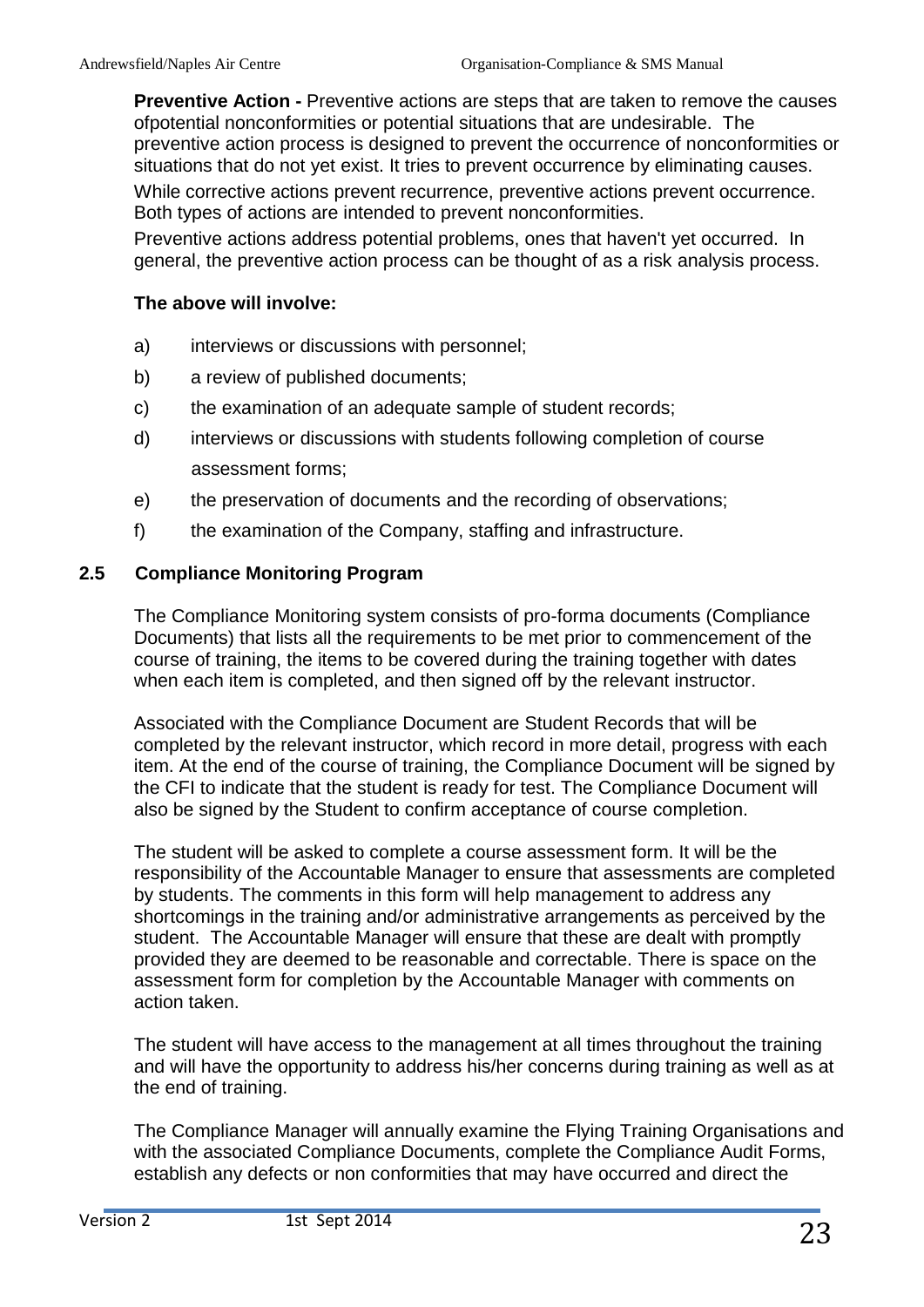**Preventive Action -** Preventive actions are steps that are taken to remove the causes ofpotential nonconformities or potential situations that are undesirable. The preventive action process is designed to prevent the occurrence of nonconformities or situations that do not yet exist. It tries to prevent occurrence by eliminating causes.

While corrective actions prevent recurrence, preventive actions prevent occurrence. Both types of actions are intended to prevent nonconformities.

Preventive actions address potential problems, ones that haven't yet occurred. In general, the preventive action process can be thought of as a risk analysis process.

**The above will involve:**

a) interviews or discussions with personnel;

b) a review of published documents;

c) the examination of an adequate sample of student records;

d) interviews or discussions with students following completion of course assessment forms;

e) the preservation of documents and the recording of observations;

f) the examination of the Company, staffing and infrastructure.

## 2.5 Compliance Monitoring Program

The Compliance Monitoring system consists of pro-forma documents (Compliance Documents) that lists all the requirements to be met prior to commencement of the course of training, the items to be covered during the training together with dates when each item is completed, and then signed off by the relevant instructor.

Associated with the Compliance Document are Student Records that will be completed by the relevant instructor, which record in more detail, progress with each item. At the end of the course of training, the Compliance Document will be signed by the CFI to indicate that the student is ready for test. The Compliance Document will also be signed by the Student to confirm acceptance of course completion.

The student will be asked to complete a course assessment form. It will be the responsibility of the Accountable Manager to ensure that assessments are completed by students. The comments in this form will help management to address any shortcomings in the training and/or administrative arrangements as perceived by the student. The Accountable Manager will ensure that these are dealt with promptly provided they are deemed to be reasonable and correctable. There is space on the assessment form for completion by the Accountable Manager with comments on action taken.

The student will have access to the management at all times throughout the training and will have the opportunity to address his/her concerns during training as well as at the end of training.

The Compliance Manager will annually examine the Flying Training Organisations and with the associated Compliance Documents, complete the Compliance Audit Forms, establish any defects or non conformities that may have occurred and direct the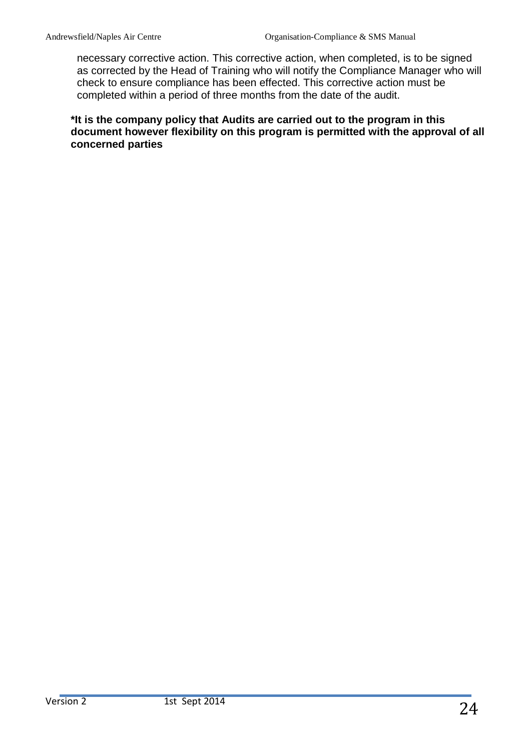necessary corrective action. This corrective action, when completed, is to be signed as corrected by the Head of Training who will notify the Compliance Manager who will check to ensure compliance has been effected. This corrective action must be completed within a period of three months from the date of the audit.

**\*It is the company policy that Audits are carried out to the program in this document however flexibility on this program is permitted with the approval of all concerned parties**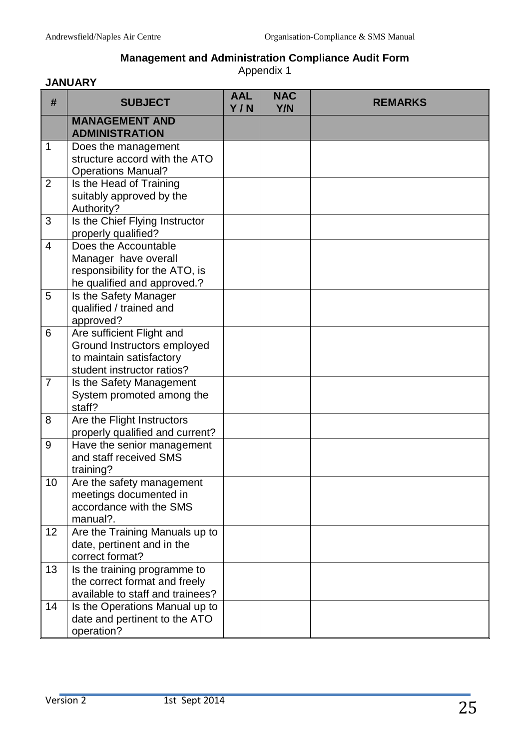**Management and Administration Compliance Audit Form**

Appendix 1

**JANUARY**

| # | SUBJECT | AAL Y / N | NAC Y/N | REMARKS |
|---|---|---|---|---|
| | **MANAGEMENT AND ADMINISTRATION** | | | |
| 1 | Does the management structure accord with the ATO Operations Manual? | | | |
| 2 | Is the Head of Training suitably approved by the Authority? | | | |
| 3 | Is the Chief Flying Instructor properly qualified? | | | |
| 4 | Does the Accountable Manager have overall responsibility for the ATO, is he qualified and approved.? | | | |
| 5 | Is the Safety Manager qualified / trained and approved? | | | |
| 6 | Are sufficient Flight and Ground Instructors employed to maintain satisfactory student instructor ratios? | | | |
| 7 | Is the Safety Management System promoted among the staff? | | | |
| 8 | Are the Flight Instructors properly qualified and current? | | | |
| 9 | Have the senior management and staff received SMS training? | | | |
| 10 | Are the safety management meetings documented in accordance with the SMS manual?. | | | |
| 12 | Are the Training Manuals up to date, pertinent and in the correct format? | | | |
| 13 | Is the training programme to the correct format and freely available to staff and trainees? | | | |
| 14 | Is the Operations Manual up to date and pertinent to the ATO operation? | | | |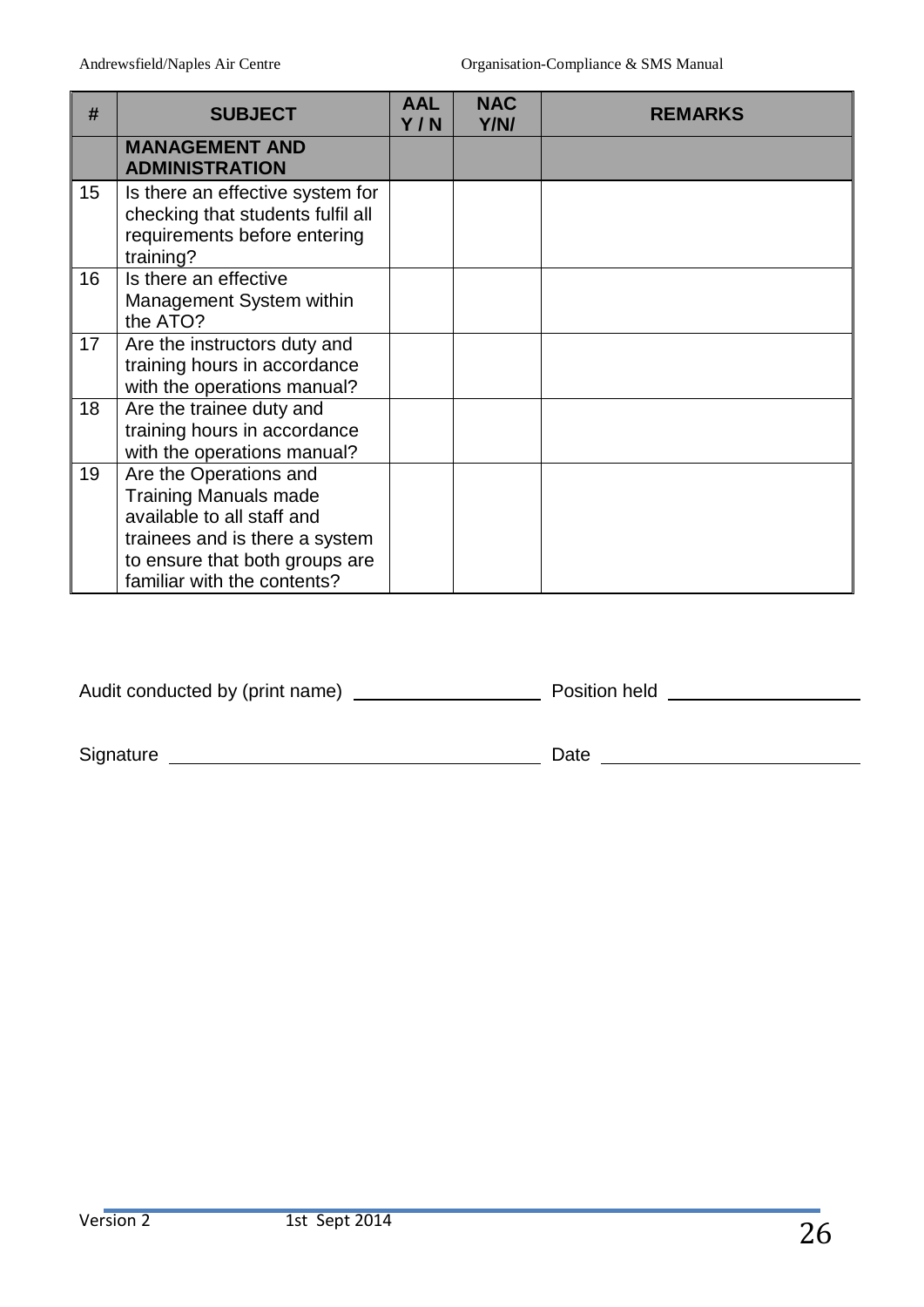| # | SUBJECT | AAL Y / N | NAC Y/N/ | REMARKS |
|---|---|---|---|---|
| | **MANAGEMENT AND ADMINISTRATION** | | | |
| 15 | Is there an effective system for checking that students fulfil all requirements before entering training? | | | |
| 16 | Is there an effective Management System within the ATO? | | | |
| 17 | Are the instructors duty and training hours in accordance with the operations manual? | | | |
| 18 | Are the trainee duty and training hours in accordance with the operations manual? | | | |
| 19 | Are the Operations and Training Manuals made available to all staff and trainees and is there a system to ensure that both groups are familiar with the contents? | | | |

Audit conducted by (print name) \_\_\_\_\_\_\_\_\_\_\_\_\_\_\_\_\_\_ Position held \_\_\_\_\_\_\_\_\_\_\_\_\_\_\_\_\_\_

Signature \_\_\_\_\_\_\_\_\_\_\_\_\_\_\_\_\_\_\_\_\_\_\_\_\_\_\_\_\_\_\_\_\_\_ Date \_\_\_\_\_\_\_\_\_\_\_\_\_\_\_\_\_\_\_\_\_\_\_\_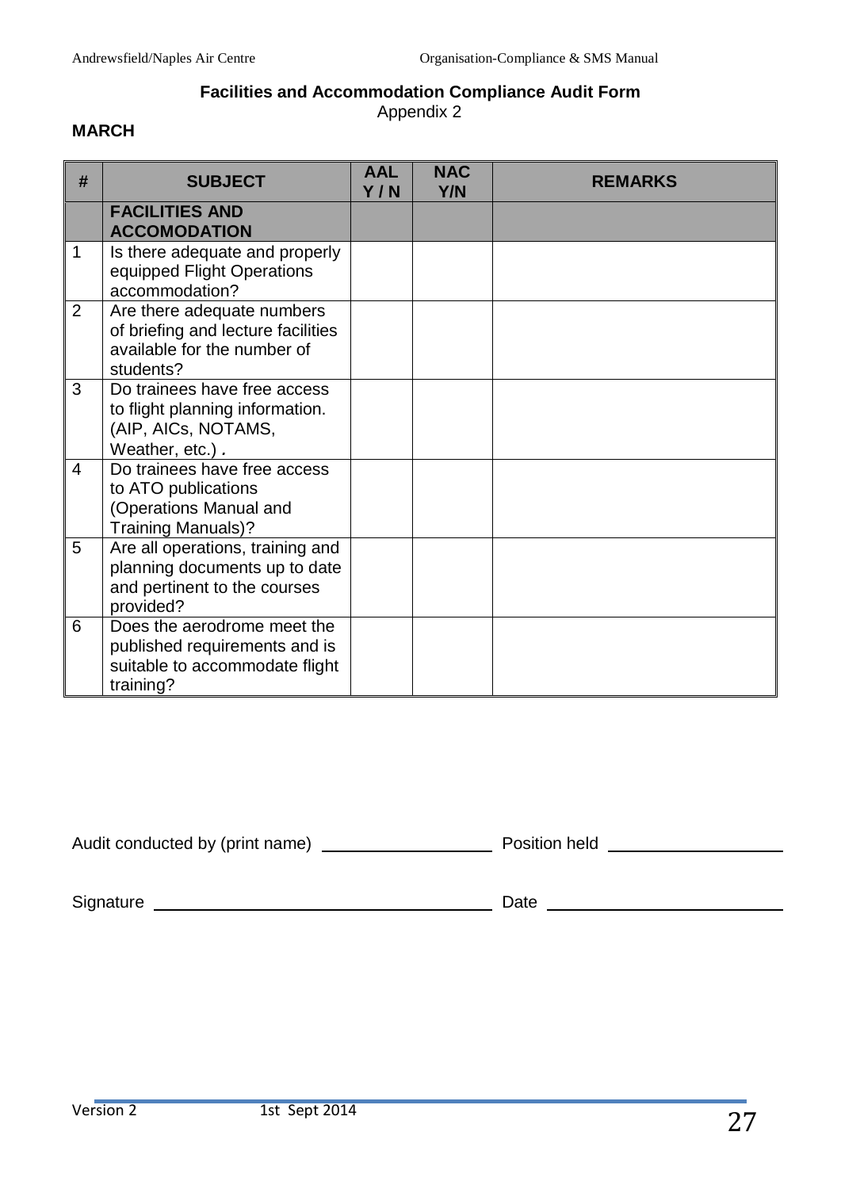## Facilities and Accommodation Compliance Audit Form

Appendix 2

**MARCH**

| # | SUBJECT | AAL Y / N | NAC Y/N | REMARKS |
|---|---|---|---|---|
| | **FACILITIES AND ACCOMODATION** | | | |
| 1 | Is there adequate and properly equipped Flight Operations accommodation? | | | |
| 2 | Are there adequate numbers of briefing and lecture facilities available for the number of students? | | | |
| 3 | Do trainees have free access to flight planning information. (AIP, AICs, NOTAMS, Weather, etc.) **.** | | | |
| 4 | Do trainees have free access to ATO publications (Operations Manual and Training Manuals)? | | | |
| 5 | Are all operations, training and planning documents up to date and pertinent to the courses provided? | | | |
| 6 | Does the aerodrome meet the published requirements and is suitable to accommodate flight training? | | | |

Audit conducted by (print name) ____________________ Position held ____________________

Signature ______________________________________ Date ________________________

Version 2 1st Sept 2014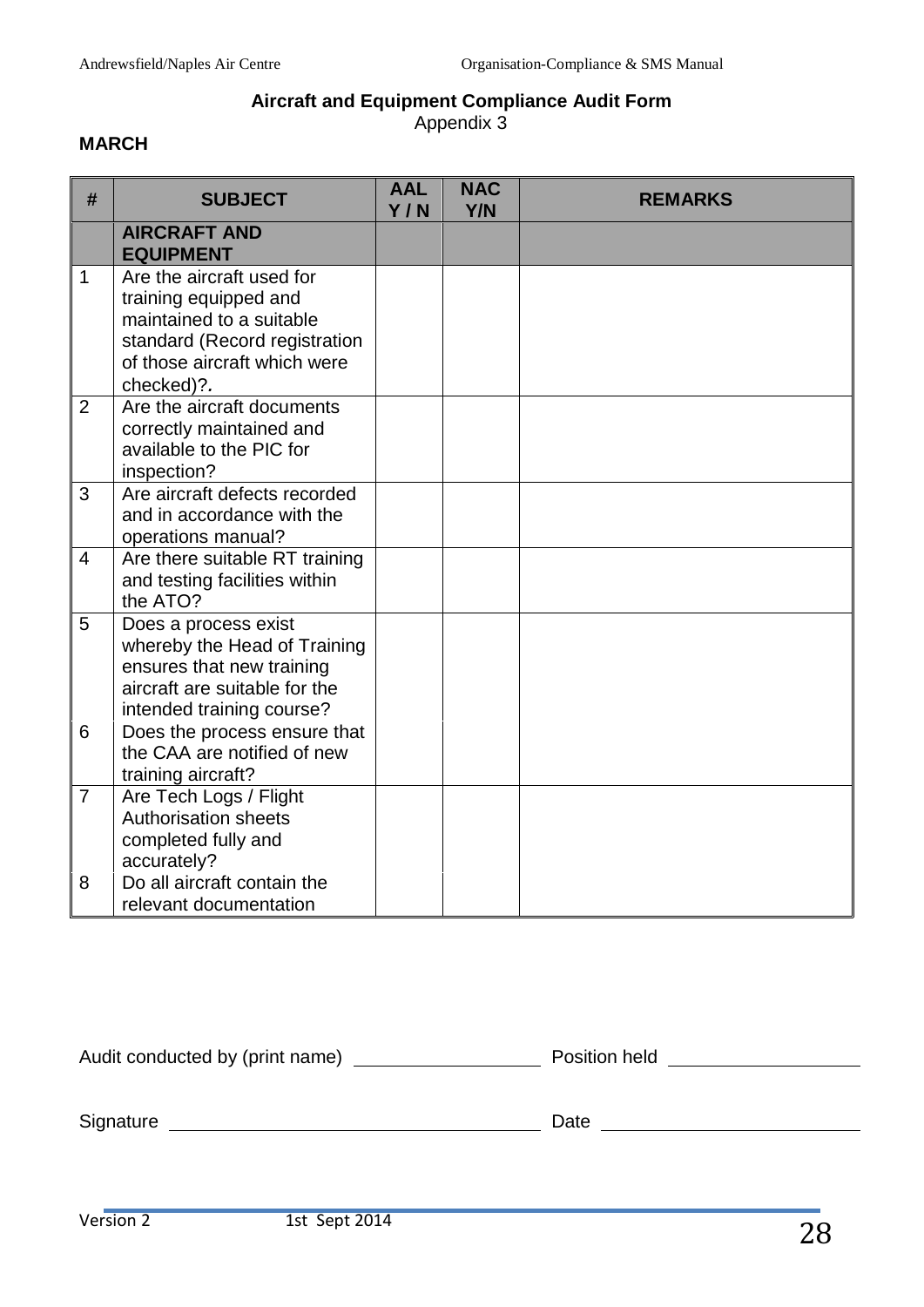**Aircraft and Equipment Compliance Audit Form**

Appendix 3

**MARCH**

| # | SUBJECT | AAL Y / N | NAC Y/N | REMARKS |
|---|---|---|---|---|
| | **AIRCRAFT AND EQUIPMENT** | | | |
| 1 | Are the aircraft used for training equipped and maintained to a suitable standard (Record registration of those aircraft which were checked)?. | | | |
| 2 | Are the aircraft documents correctly maintained and available to the PIC for inspection? | | | |
| 3 | Are aircraft defects recorded and in accordance with the operations manual? | | | |
| 4 | Are there suitable RT training and testing facilities within the ATO? | | | |
| 5 | Does a process exist whereby the Head of Training ensures that new training aircraft are suitable for the intended training course? | | | |
| 6 | Does the process ensure that the CAA are notified of new training aircraft? | | | |
| 7 | Are Tech Logs / Flight Authorisation sheets completed fully and accurately? | | | |
| 8 | Do all aircraft contain the relevant documentation | | | |

Audit conducted by (print name) ____________________ Position held ____________________

Signature ______________________________________ Date ____________________________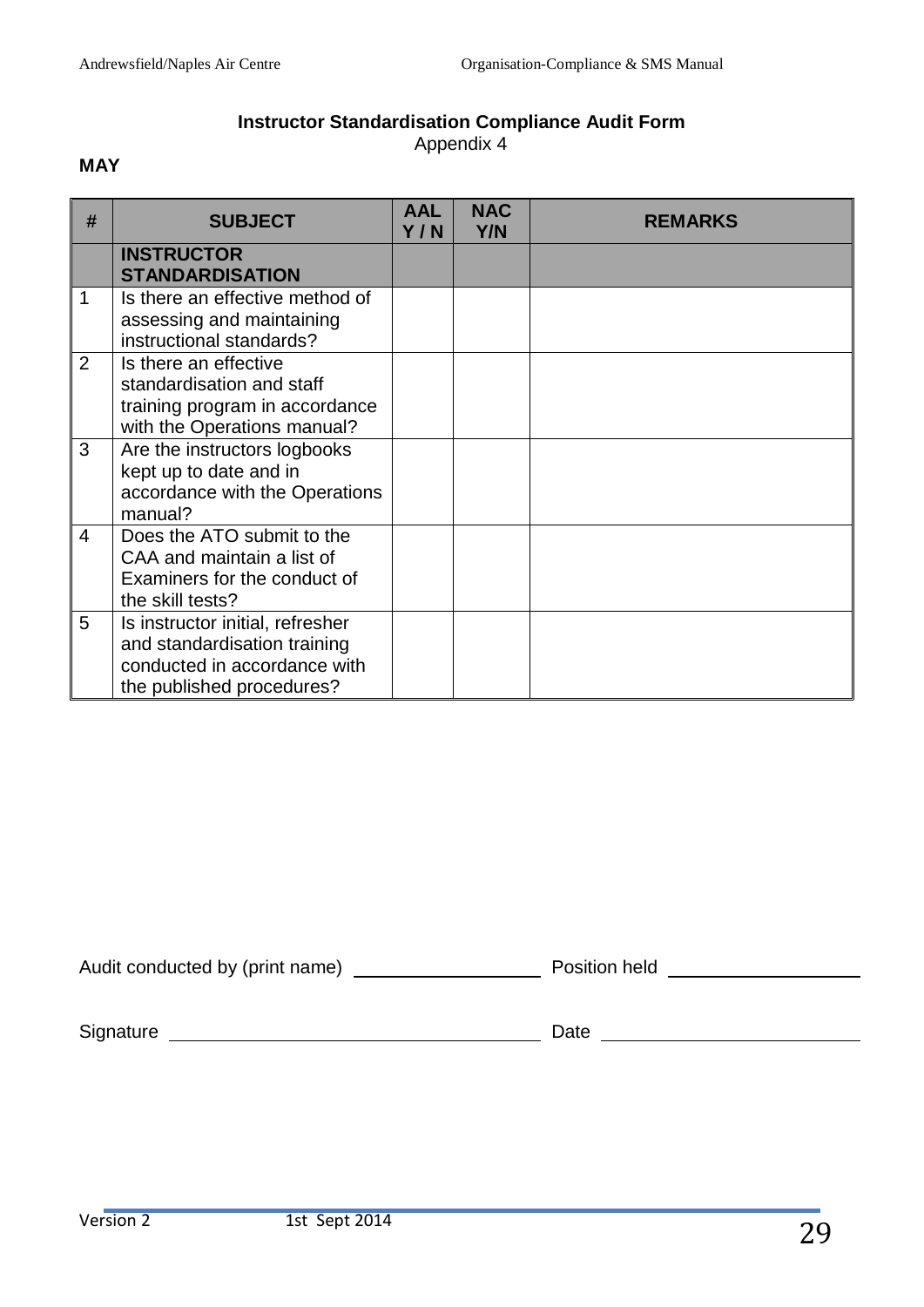**Instructor Standardisation Compliance Audit Form**

Appendix 4

**MAY**

| # | SUBJECT | AAL Y / N | NAC Y/N | REMARKS |
|---|---|---|---|---|
| | **INSTRUCTOR STANDARDISATION** | | | |
| 1 | Is there an effective method of assessing and maintaining instructional standards? | | | |
| 2 | Is there an effective standardisation and staff training program in accordance with the Operations manual? | | | |
| 3 | Are the instructors logbooks kept up to date and in accordance with the Operations manual? | | | |
| 4 | Does the ATO submit to the CAA and maintain a list of Examiners for the conduct of the skill tests? | | | |
| 5 | Is instructor initial, refresher and standardisation training conducted in accordance with the published procedures? | | | |

Audit conducted by (print name) ____________________ Position held ____________________

Signature ______________________________________ Date __________________________

Version 2 1st Sept 2014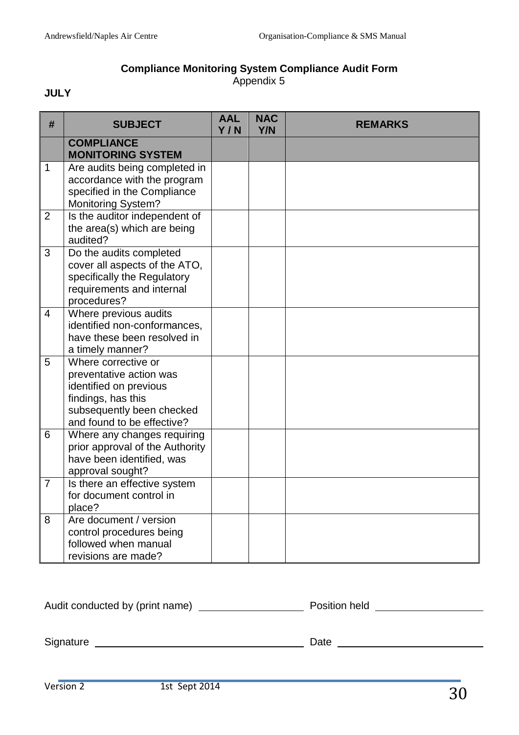**Compliance Monitoring System Compliance Audit Form**

Appendix 5

**JULY**

| # | SUBJECT | AAL Y / N | NAC Y/N | REMARKS |
|---|---|---|---|---|
| | **COMPLIANCE MONITORING SYSTEM** | | | |
| 1 | Are audits being completed in accordance with the program specified in the Compliance Monitoring System? | | | |
| 2 | Is the auditor independent of the area(s) which are being audited? | | | |
| 3 | Do the audits completed cover all aspects of the ATO, specifically the Regulatory requirements and internal procedures? | | | |
| 4 | Where previous audits identified non-conformances, have these been resolved in a timely manner? | | | |
| 5 | Where corrective or preventative action was identified on previous findings, has this subsequently been checked and found to be effective? | | | |
| 6 | Where any changes requiring prior approval of the Authority have been identified, was approval sought? | | | |
| 7 | Is there an effective system for document control in place? | | | |
| 8 | Are document / version control procedures being followed when manual revisions are made? | | | |

Audit conducted by (print name) ____________________ Position held ____________________

Signature ______________________________________ Date ____________________

Version 2 1st Sept 2014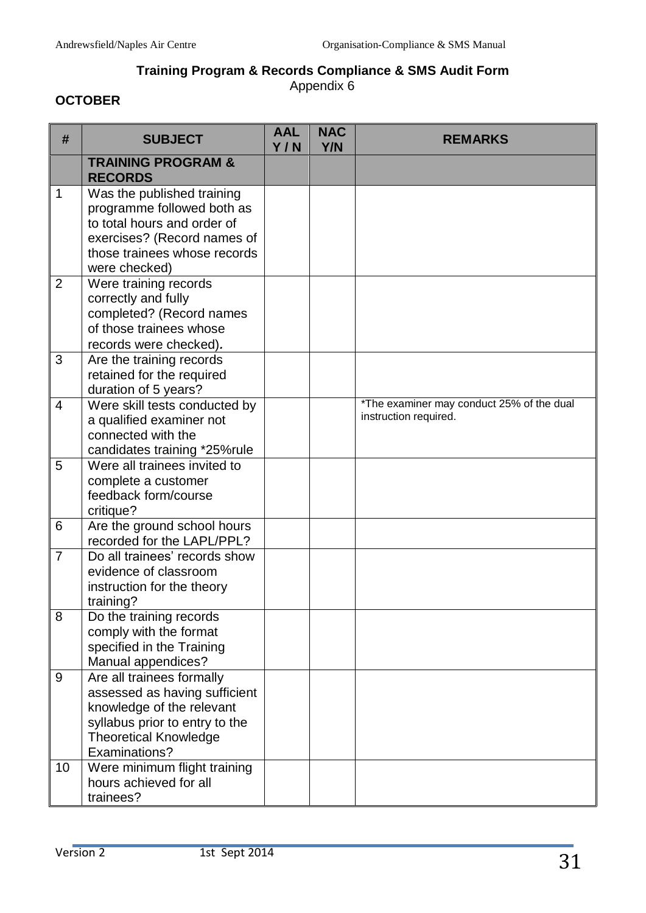**Training Program & Records Compliance & SMS Audit Form**
Appendix 6

**OCTOBER**

| # | SUBJECT | AAL Y / N | NAC Y/N | REMARKS |
|---|---|---|---|---|
| | **TRAINING PROGRAM & RECORDS** | | | |
| 1 | Was the published training programme followed both as to total hours and order of exercises? (Record names of those trainees whose records were checked) | | | |
| 2 | Were training records correctly and fully completed? (Record names of those trainees whose records were checked). | | | |
| 3 | Are the training records retained for the required duration of 5 years? | | | |
| 4 | Were skill tests conducted by a qualified examiner not connected with the candidates training *25%rule | | | *The examiner may conduct 25% of the dual instruction required. |
| 5 | Were all trainees invited to complete a customer feedback form/course critique? | | | |
| 6 | Are the ground school hours recorded for the LAPL/PPL? | | | |
| 7 | Do all trainees' records show evidence of classroom instruction for the theory training? | | | |
| 8 | Do the training records comply with the format specified in the Training Manual appendices? | | | |
| 9 | Are all trainees formally assessed as having sufficient knowledge of the relevant syllabus prior to entry to the Theoretical Knowledge Examinations? | | | |
| 10 | Were minimum flight training hours achieved for all trainees? | | | |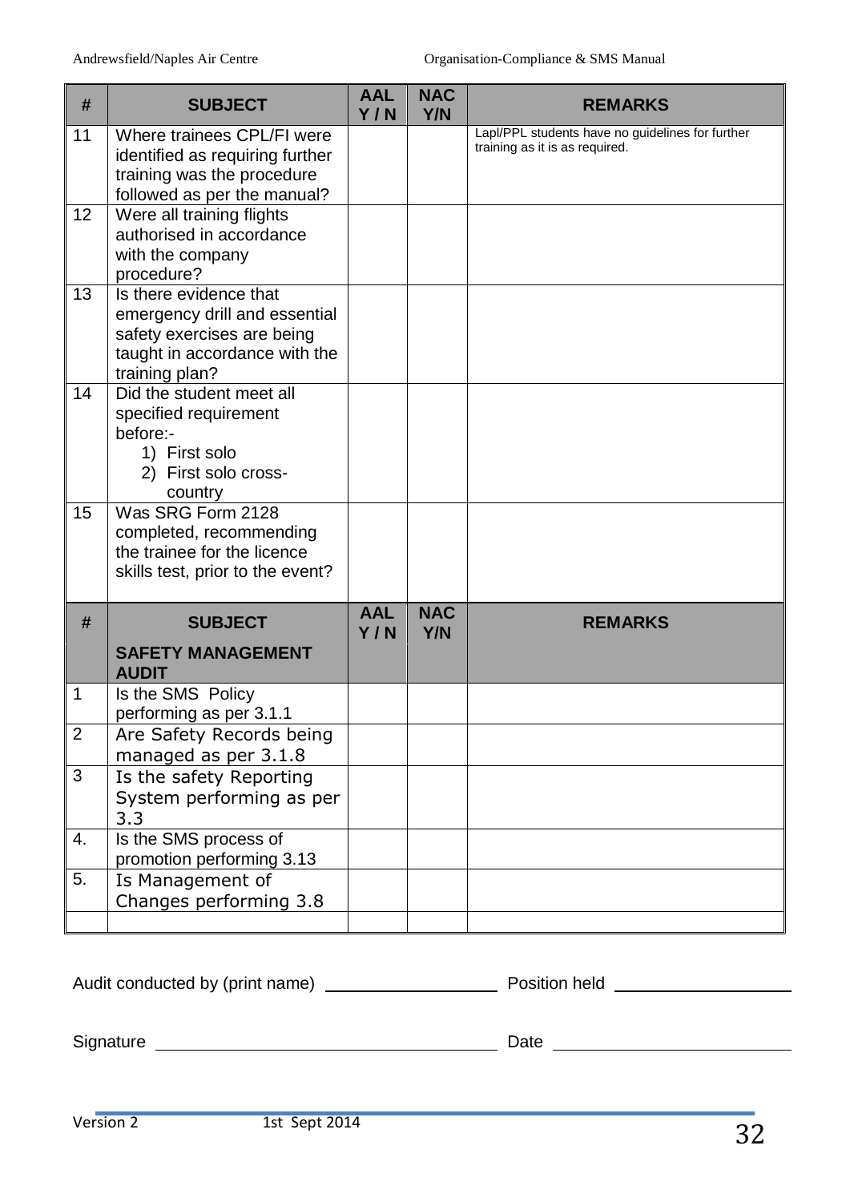| # | SUBJECT | AAL Y / N | NAC Y/N | REMARKS |
|---|---|---|---|---|
| 11 | Where trainees CPL/FI were identified as requiring further training was the procedure followed as per the manual? | | | Lapl/PPL students have no guidelines for further training as it is as required. |
| 12 | Were all training flights authorised in accordance with the company procedure? | | | |
| 13 | Is there evidence that emergency drill and essential safety exercises are being taught in accordance with the training plan? | | | |
| 14 | Did the student meet all specified requirement before:-<br>1) First solo<br>2) First solo cross-country | | | |
| 15 | Was SRG Form 2128 completed, recommending the trainee for the licence skills test, prior to the event? | | | |

| # | SUBJECT<br><br>SAFETY MANAGEMENT AUDIT | AAL Y / N | NAC Y/N | REMARKS |
|---|---|---|---|---|
| 1 | Is the SMS Policy performing as per 3.1.1 | | | |
| 2 | Are Safety Records being managed as per 3.1.8 | | | |
| 3 | Is the safety Reporting System performing as per 3.3 | | | |
| 4. | Is the SMS process of promotion performing 3.13 | | | |
| 5. | Is Management of Changes performing 3.8 | | | |
| | | | | |

Audit conducted by (print name) ____________________ Position held ____________________

Signature ________________________________________ Date ____________________

Version 2 1st Sept 2014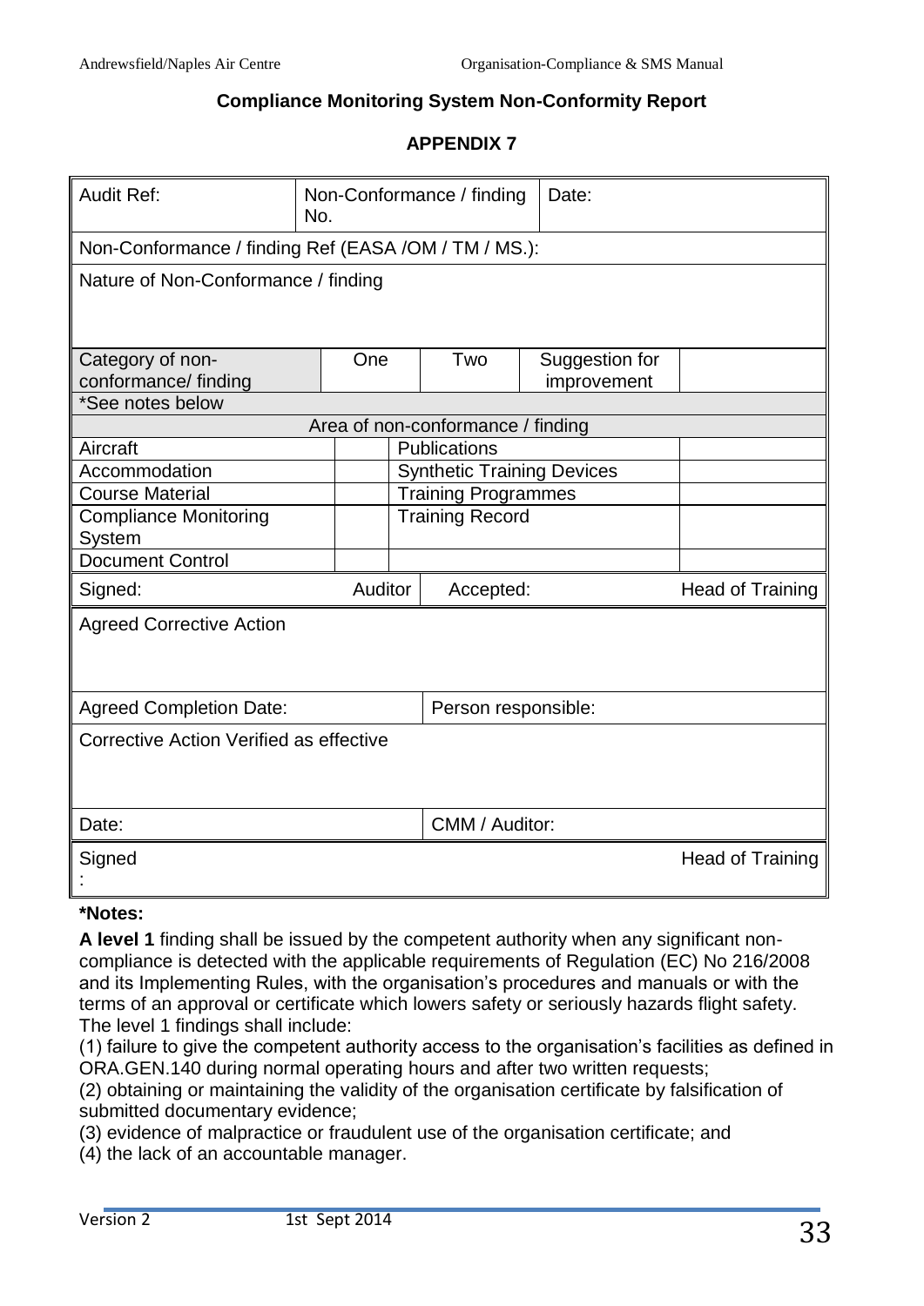## Compliance Monitoring System Non-Conformity Report

### APPENDIX 7

| Audit Ref: | Non-Conformance / finding No. | | | Date: | |
|---|---|---|---|---|---|
| Non-Conformance / finding Ref (EASA /OM / TM / MS.): | | | | | |
| Nature of Non-Conformance / finding | | | | | |
| Category of non-conformance/ finding | One | | Two | Suggestion for improvement | |
| *See notes below | | | | | |
| Area of non-conformance / finding | | | | | |
| Aircraft | | | Publications | | |
| Accommodation | | | Synthetic Training Devices | | |
| Course Material | | | Training Programmes | | |
| Compliance Monitoring System | | | Training Record | | |
| Document Control | | | | | |
| Signed: | Auditor | | Accepted: | | Head of Training |
| Agreed Corrective Action | | | | | |
| Agreed Completion Date: | | | Person responsible: | | |
| Corrective Action Verified as effective | | | | | |
| Date: | | | CMM / Auditor: | | |
| Signed: | | | | | Head of Training |

**\*Notes:**

**A level 1** finding shall be issued by the competent authority when any significant non-compliance is detected with the applicable requirements of Regulation (EC) No 216/2008 and its Implementing Rules, with the organisation's procedures and manuals or with the terms of an approval or certificate which lowers safety or seriously hazards flight safety. The level 1 findings shall include:

(1) failure to give the competent authority access to the organisation's facilities as defined in ORA.GEN.140 during normal operating hours and after two written requests;

(2) obtaining or maintaining the validity of the organisation certificate by falsification of submitted documentary evidence;

(3) evidence of malpractice or fraudulent use of the organisation certificate; and

(4) the lack of an accountable manager.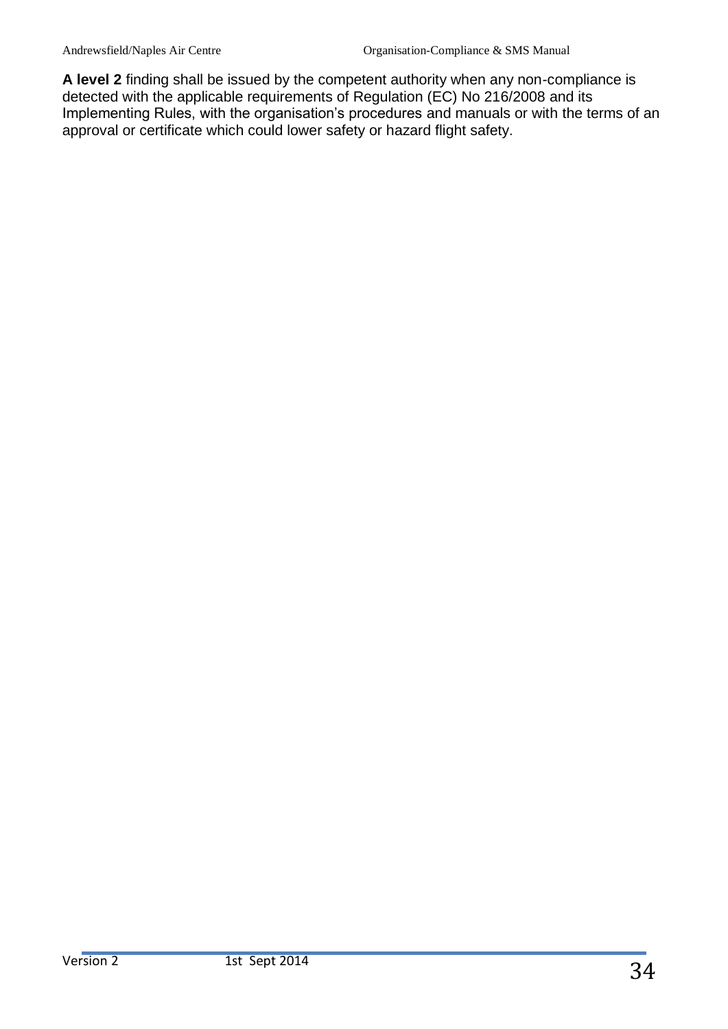**A level 2** finding shall be issued by the competent authority when any non-compliance is detected with the applicable requirements of Regulation (EC) No 216/2008 and its Implementing Rules, with the organisation's procedures and manuals or with the terms of an approval or certificate which could lower safety or hazard flight safety.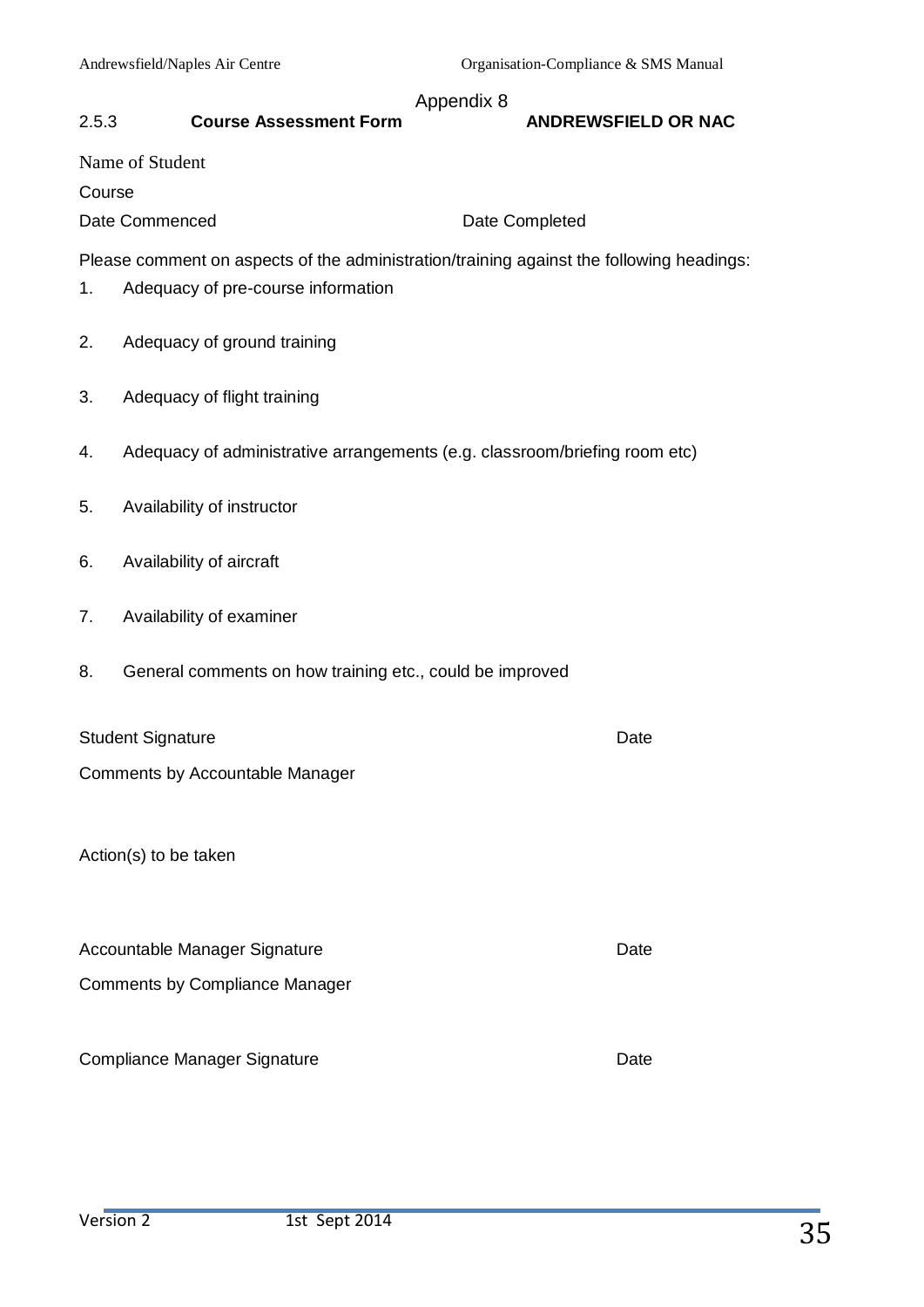Appendix 8

## 2.5.3 **Course Assessment Form** **ANDREWSFIELD OR NAC**

Name of Student

Course

Date Commenced Date Completed

Please comment on aspects of the administration/training against the following headings:

1. Adequacy of pre-course information

2. Adequacy of ground training

3. Adequacy of flight training

4. Adequacy of administrative arrangements (e.g. classroom/briefing room etc)

5. Availability of instructor

6. Availability of aircraft

7. Availability of examiner

8. General comments on how training etc., could be improved

Student Signature Date

Comments by Accountable Manager

Action(s) to be taken

Accountable Manager Signature Date

Comments by Compliance Manager

Compliance Manager Signature Date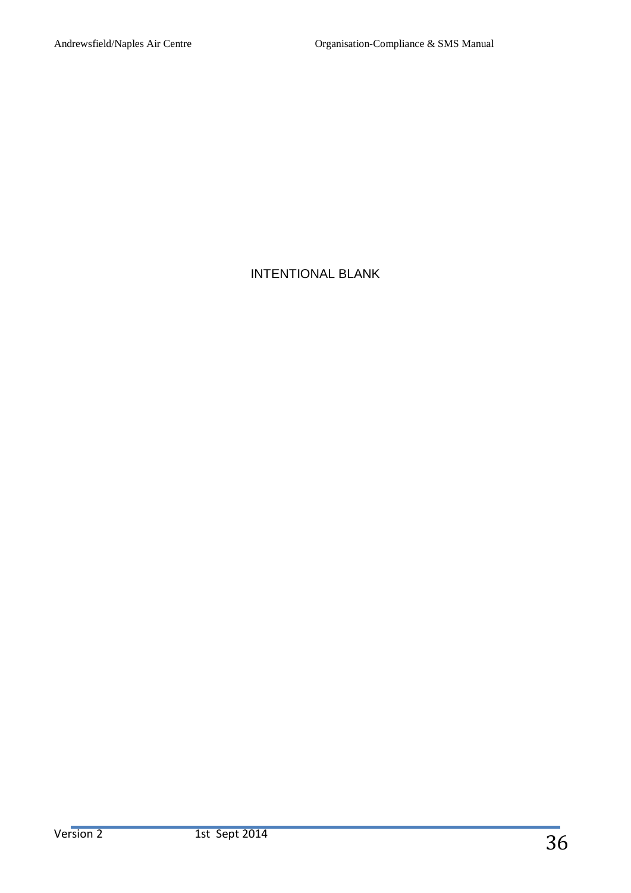INTENTIONAL BLANK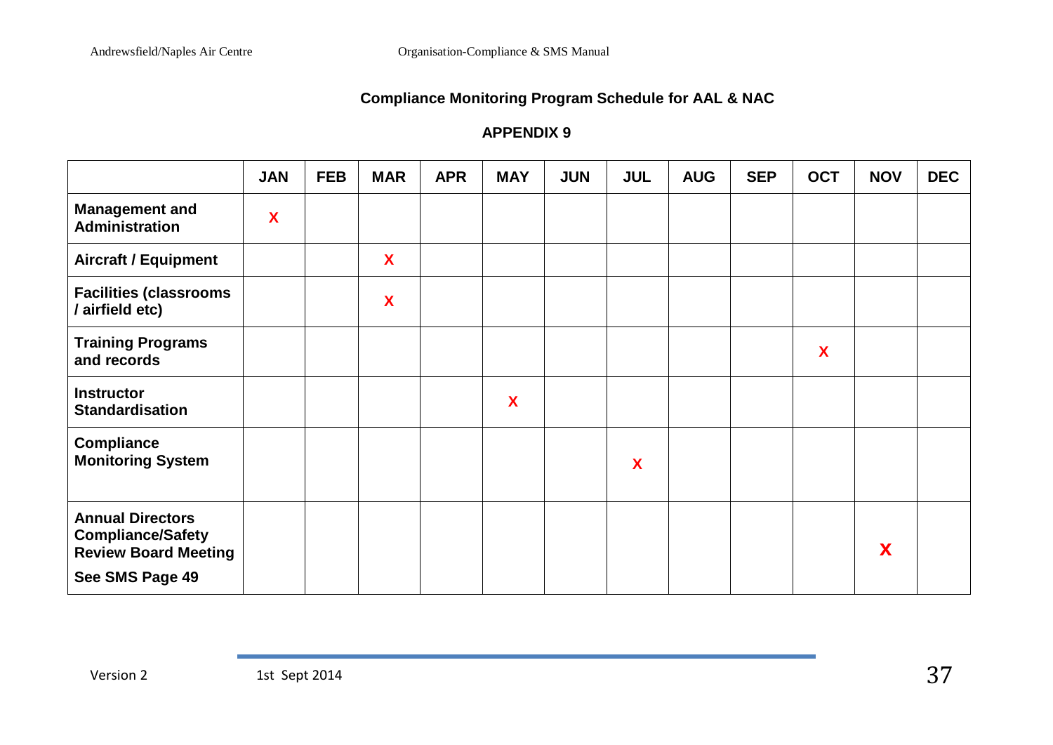## Compliance Monitoring Program Schedule for AAL & NAC

### APPENDIX 9

| | JAN | FEB | MAR | APR | MAY | JUN | JUL | AUG | SEP | OCT | NOV | DEC |
|---|---|---|---|---|---|---|---|---|---|---|---|---|
| **Management and Administration** | X | | | | | | | | | | | |
| **Aircraft / Equipment** | | | X | | | | | | | | | |
| **Facilities (classrooms / airfield etc)** | | | X | | | | | | | | | |
| **Training Programs and records** | | | | | | | | | | X | | |
| **Instructor Standardisation** | | | | | X | | | | | | | |
| **Compliance Monitoring System** | | | | | | | X | | | | | |
| **Annual Directors Compliance/Safety Review Board Meeting** **See SMS Page 49** | | | | | | | | | | | X | |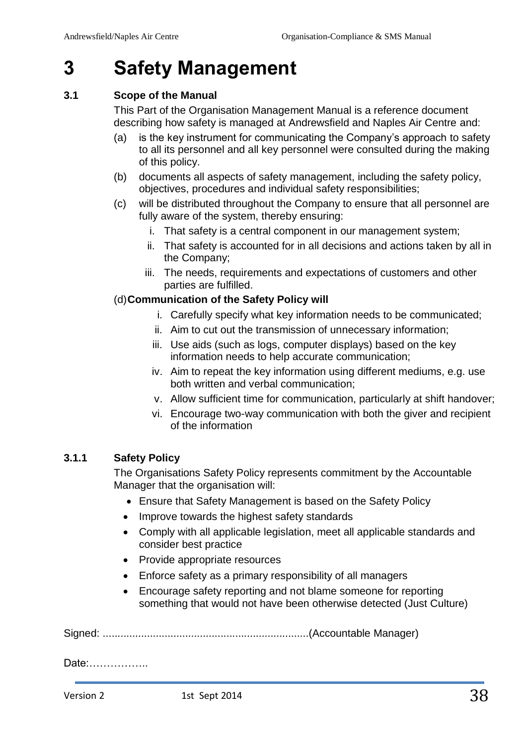# 3 Safety Management

### 3.1 Scope of the Manual

This Part of the Organisation Management Manual is a reference document describing how safety is managed at Andrewsfield and Naples Air Centre and:

(a) is the key instrument for communicating the Company's approach to safety to all its personnel and all key personnel were consulted during the making of this policy.

(b) documents all aspects of safety management, including the safety policy, objectives, procedures and individual safety responsibilities;

(c) will be distributed throughout the Company to ensure that all personnel are fully aware of the system, thereby ensuring:

   i. That safety is a central component in our management system;
   ii. That safety is accounted for in all decisions and actions taken by all in the Company;
   iii. The needs, requirements and expectations of customers and other parties are fulfilled.

(d) **Communication of the Safety Policy will**

   i. Carefully specify what key information needs to be communicated;
   ii. Aim to cut out the transmission of unnecessary information;
   iii. Use aids (such as logs, computer displays) based on the key information needs to help accurate communication;
   iv. Aim to repeat the key information using different mediums, e.g. use both written and verbal communication;
   v. Allow sufficient time for communication, particularly at shift handover;
   vi. Encourage two-way communication with both the giver and recipient of the information

#### 3.1.1 Safety Policy

The Organisations Safety Policy represents commitment by the Accountable Manager that the organisation will:

- Ensure that Safety Management is based on the Safety Policy
- Improve towards the highest safety standards
- Comply with all applicable legislation, meet all applicable standards and consider best practice
- Provide appropriate resources
- Enforce safety as a primary responsibility of all managers
- Encourage safety reporting and not blame someone for reporting something that would not have been otherwise detected (Just Culture)

Signed: .......................................................................(Accountable Manager)

Date:……………..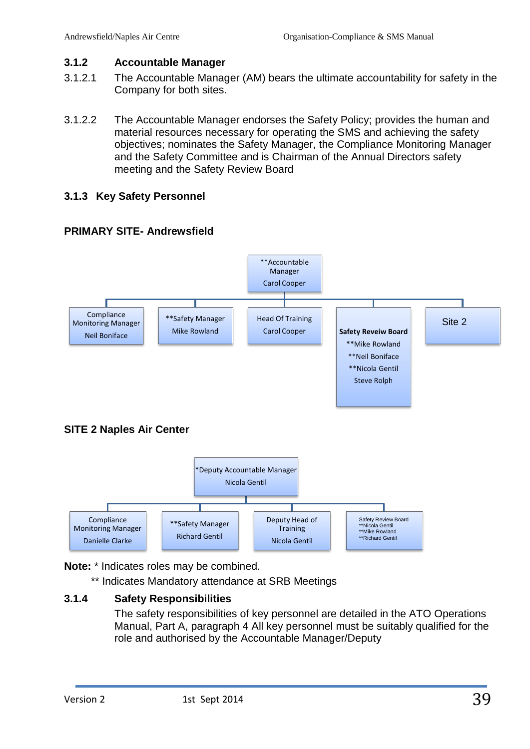### 3.1.2 Accountable Manager

3.1.2.1 The Accountable Manager (AM) bears the ultimate accountability for safety in the Company for both sites.

3.1.2.2 The Accountable Manager endorses the Safety Policy; provides the human and material resources necessary for operating the SMS and achieving the safety objectives; nominates the Safety Manager, the Compliance Monitoring Manager and the Safety Committee and is Chairman of the Annual Directors safety meeting and the Safety Review Board

### 3.1.3 Key Safety Personnel

**PRIMARY SITE- Andrewsfield**

- **Accountable Manager – Carol Cooper
  - Compliance Monitoring Manager – Neil Boniface
  - **Safety Manager – Mike Rowland
  - Head Of Training – Carol Cooper
  - **Safety Reveiw Board**
    - **Mike Rowland
    - **Neil Boniface
    - **Nicola Gentil
    - Steve Rolph
  - Site 2

**SITE 2 Naples Air Center**

- *Deputy Accountable Manager – Nicola Gentil
  - Compliance Monitoring Manager – Danielle Clarke
  - **Safety Manager – Richard Gentil
  - Deputy Head of Training – Nicola Gentil
  - Safety Review Board
    - **Nicola Gentil
    - **Mike Rowland
    - **Richard Gentil

**Note:** * Indicates roles may be combined.

** Indicates Mandatory attendance at SRB Meetings

### 3.1.4 Safety Responsibilities

The safety responsibilities of key personnel are detailed in the ATO Operations Manual, Part A, paragraph 4 All key personnel must be suitably qualified for the role and authorised by the Accountable Manager/Deputy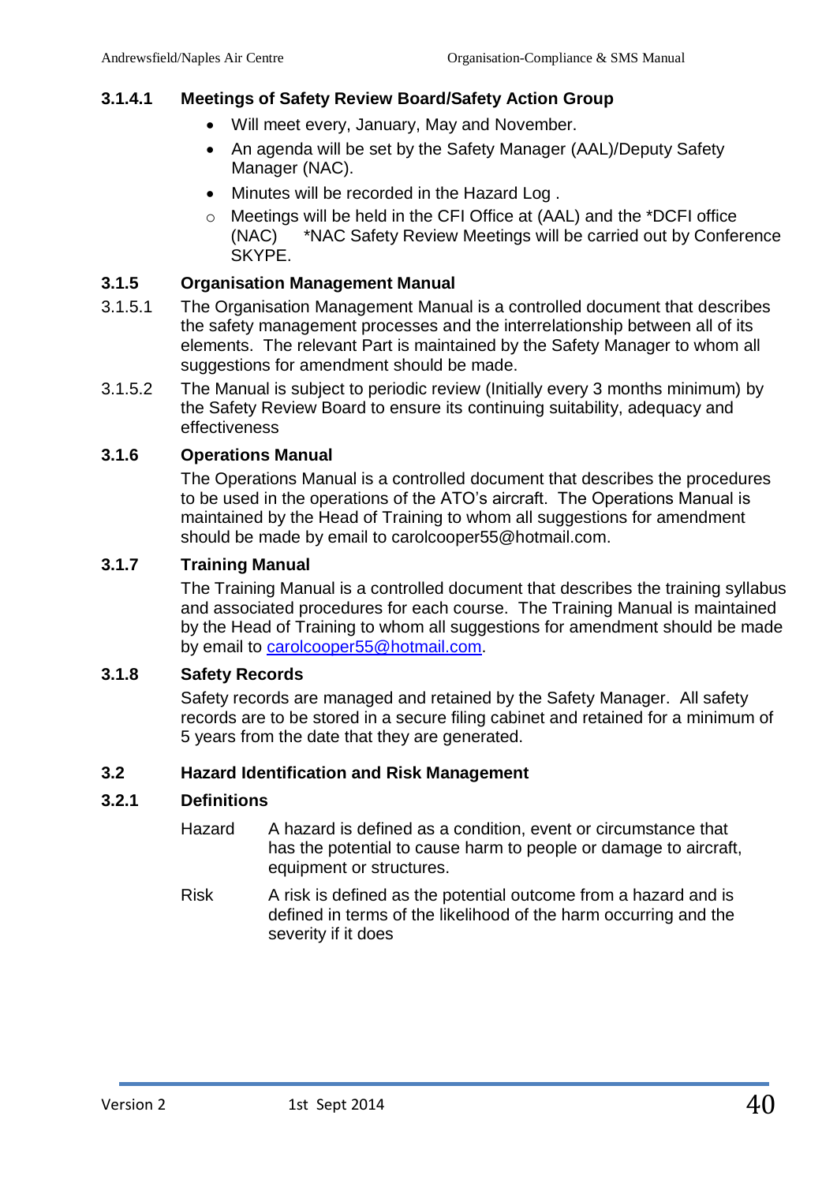#### 3.1.4.1 Meetings of Safety Review Board/Safety Action Group

- Will meet every, January, May and November.
- An agenda will be set by the Safety Manager (AAL)/Deputy Safety Manager (NAC).
- Minutes will be recorded in the Hazard Log .
  - Meetings will be held in the CFI Office at (AAL) and the *DCFI office (NAC) *NAC Safety Review Meetings will be carried out by Conference SKYPE.

### 3.1.5 Organisation Management Manual

3.1.5.1 The Organisation Management Manual is a controlled document that describes the safety management processes and the interrelationship between all of its elements. The relevant Part is maintained by the Safety Manager to whom all suggestions for amendment should be made.

3.1.5.2 The Manual is subject to periodic review (Initially every 3 months minimum) by the Safety Review Board to ensure its continuing suitability, adequacy and effectiveness

### 3.1.6 Operations Manual

The Operations Manual is a controlled document that describes the procedures to be used in the operations of the ATO's aircraft. The Operations Manual is maintained by the Head of Training to whom all suggestions for amendment should be made by email to carolcooper55@hotmail.com.

### 3.1.7 Training Manual

The Training Manual is a controlled document that describes the training syllabus and associated procedures for each course. The Training Manual is maintained by the Head of Training to whom all suggestions for amendment should be made by email to carolcooper55@hotmail.com.

### 3.1.8 Safety Records

Safety records are managed and retained by the Safety Manager. All safety records are to be stored in a secure filing cabinet and retained for a minimum of 5 years from the date that they are generated.

## 3.2 Hazard Identification and Risk Management

### 3.2.1 Definitions

Hazard A hazard is defined as a condition, event or circumstance that has the potential to cause harm to people or damage to aircraft, equipment or structures.

Risk A risk is defined as the potential outcome from a hazard and is defined in terms of the likelihood of the harm occurring and the severity if it does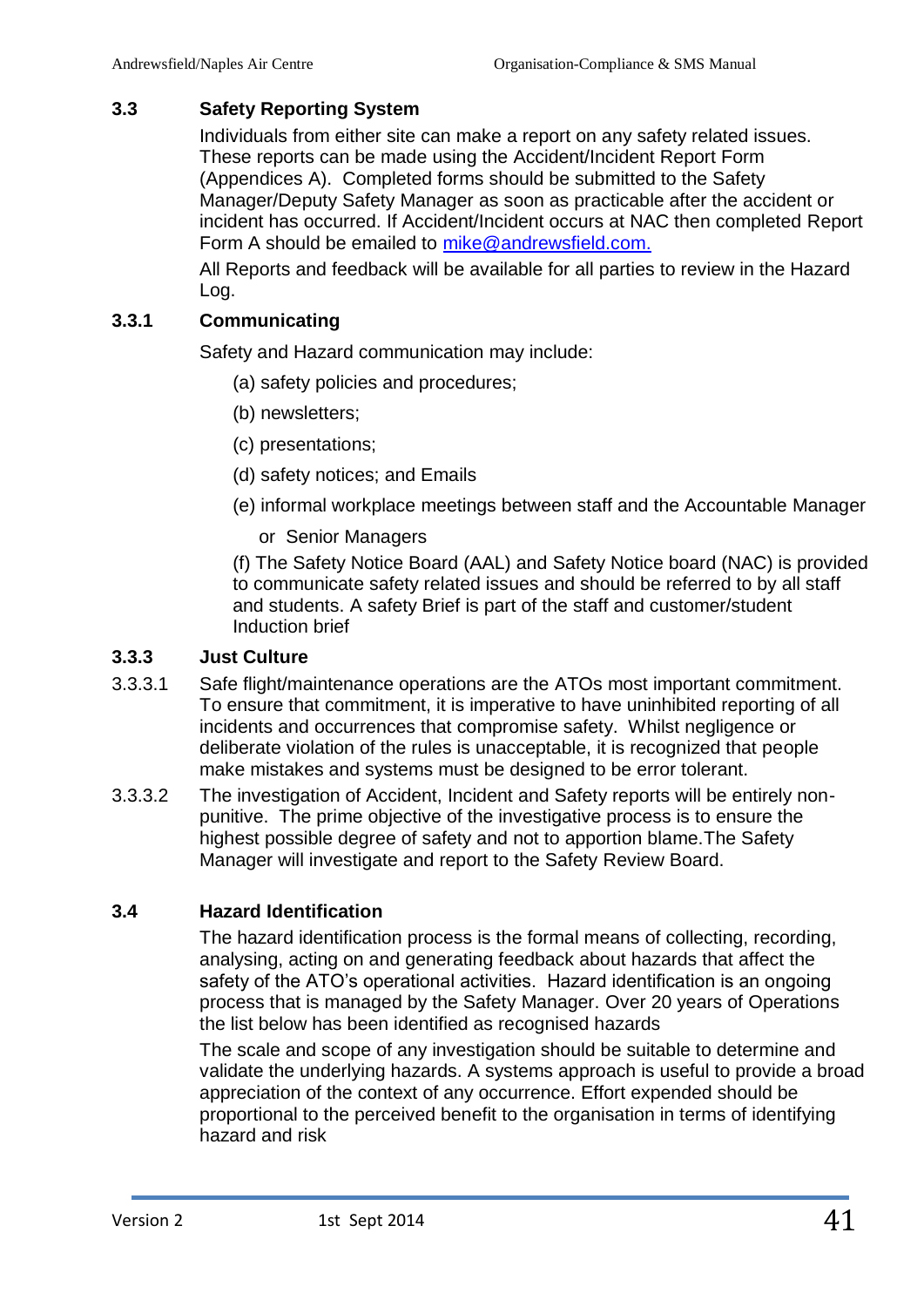### 3.3 Safety Reporting System

Individuals from either site can make a report on any safety related issues. These reports can be made using the Accident/Incident Report Form (Appendices A). Completed forms should be submitted to the Safety Manager/Deputy Safety Manager as soon as practicable after the accident or incident has occurred. If Accident/Incident occurs at NAC then completed Report Form A should be emailed to mike@andrewsfield.com.

All Reports and feedback will be available for all parties to review in the Hazard Log.

### 3.3.1 Communicating

Safety and Hazard communication may include:

(a) safety policies and procedures;

(b) newsletters;

(c) presentations;

(d) safety notices; and Emails

(e) informal workplace meetings between staff and the Accountable Manager or Senior Managers

(f) The Safety Notice Board (AAL) and Safety Notice board (NAC) is provided to communicate safety related issues and should be referred to by all staff and students. A safety Brief is part of the staff and customer/student Induction brief

### 3.3.3 Just Culture

3.3.3.1 Safe flight/maintenance operations are the ATOs most important commitment. To ensure that commitment, it is imperative to have uninhibited reporting of all incidents and occurrences that compromise safety. Whilst negligence or deliberate violation of the rules is unacceptable, it is recognized that people make mistakes and systems must be designed to be error tolerant.

3.3.3.2 The investigation of Accident, Incident and Safety reports will be entirely non-punitive. The prime objective of the investigative process is to ensure the highest possible degree of safety and not to apportion blame.The Safety Manager will investigate and report to the Safety Review Board.

### 3.4 Hazard Identification

The hazard identification process is the formal means of collecting, recording, analysing, acting on and generating feedback about hazards that affect the safety of the ATO's operational activities. Hazard identification is an ongoing process that is managed by the Safety Manager. Over 20 years of Operations the list below has been identified as recognised hazards

The scale and scope of any investigation should be suitable to determine and validate the underlying hazards. A systems approach is useful to provide a broad appreciation of the context of any occurrence. Effort expended should be proportional to the perceived benefit to the organisation in terms of identifying hazard and risk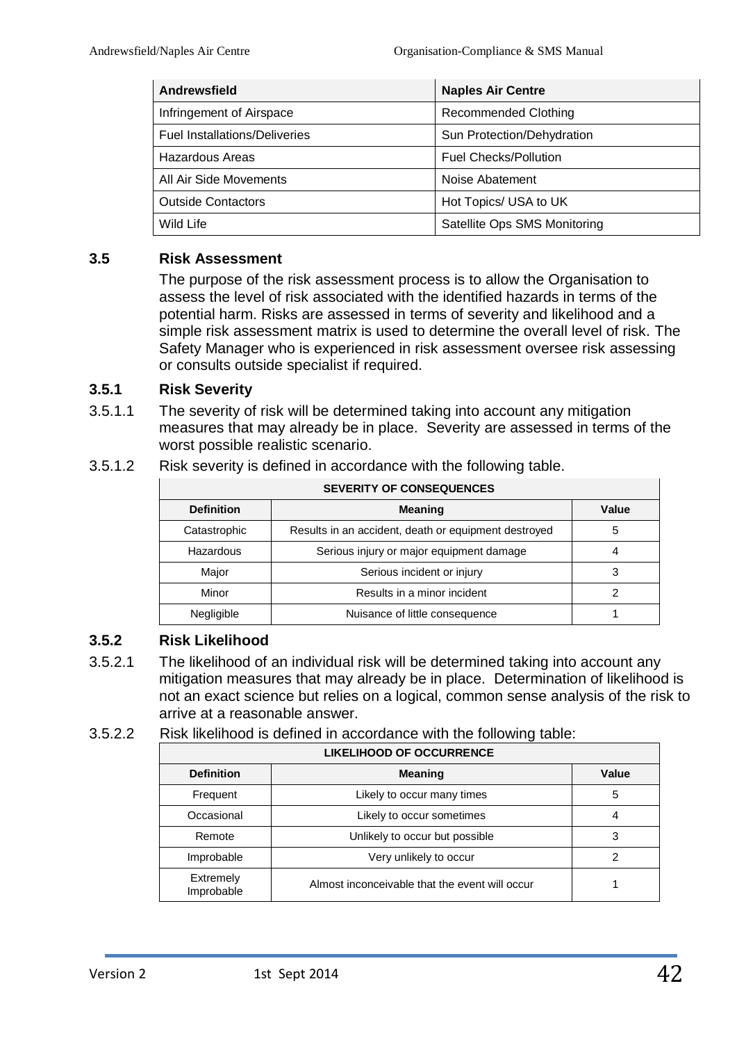| Andrewsfield | Naples Air Centre |
|---|---|
| Infringement of Airspace | Recommended Clothing |
| Fuel Installations/Deliveries | Sun Protection/Dehydration |
| Hazardous Areas | Fuel Checks/Pollution |
| All Air Side Movements | Noise Abatement |
| Outside Contactors | Hot Topics/ USA to UK |
| Wild Life | Satellite Ops SMS Monitoring |

### 3.5 Risk Assessment

The purpose of the risk assessment process is to allow the Organisation to assess the level of risk associated with the identified hazards in terms of the potential harm. Risks are assessed in terms of severity and likelihood and a simple risk assessment matrix is used to determine the overall level of risk. The Safety Manager who is experienced in risk assessment oversee risk assessing or consults outside specialist if required.

### 3.5.1 Risk Severity

3.5.1.1 The severity of risk will be determined taking into account any mitigation measures that may already be in place. Severity are assessed in terms of the worst possible realistic scenario.

3.5.1.2 Risk severity is defined in accordance with the following table.

| SEVERITY OF CONSEQUENCES | | |
|---|---|---|
| **Definition** | **Meaning** | **Value** |
| Catastrophic | Results in an accident, death or equipment destroyed | 5 |
| Hazardous | Serious injury or major equipment damage | 4 |
| Major | Serious incident or injury | 3 |
| Minor | Results in a minor incident | 2 |
| Negligible | Nuisance of little consequence | 1 |

### 3.5.2 Risk Likelihood

3.5.2.1 The likelihood of an individual risk will be determined taking into account any mitigation measures that may already be in place. Determination of likelihood is not an exact science but relies on a logical, common sense analysis of the risk to arrive at a reasonable answer.

3.5.2.2 Risk likelihood is defined in accordance with the following table:

| LIKELIHOOD OF OCCURRENCE | | |
|---|---|---|
| **Definition** | **Meaning** | **Value** |
| Frequent | Likely to occur many times | 5 |
| Occasional | Likely to occur sometimes | 4 |
| Remote | Unlikely to occur but possible | 3 |
| Improbable | Very unlikely to occur | 2 |
| Extremely Improbable | Almost inconceivable that the event will occur | 1 |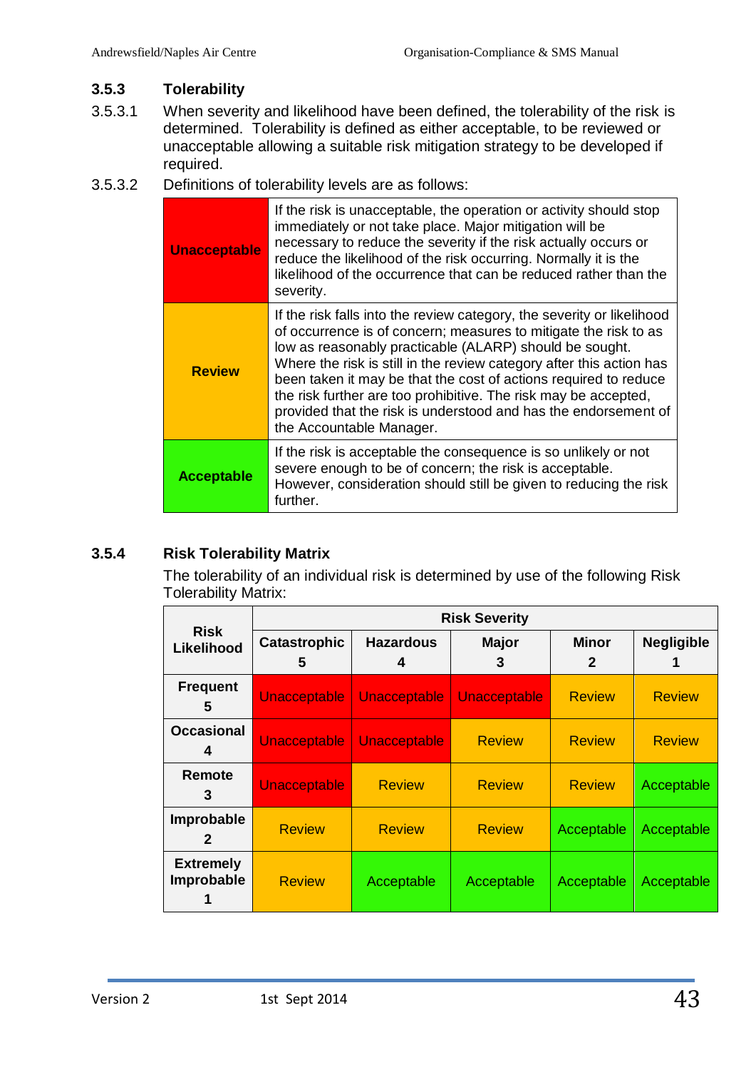### 3.5.3 Tolerability

3.5.3.1 When severity and likelihood have been defined, the tolerability of the risk is determined. Tolerability is defined as either acceptable, to be reviewed or unacceptable allowing a suitable risk mitigation strategy to be developed if required.

3.5.3.2 Definitions of tolerability levels are as follows:

| | |
|---|---|
| **Unacceptable** | If the risk is unacceptable, the operation or activity should stop immediately or not take place. Major mitigation will be necessary to reduce the severity if the risk actually occurs or reduce the likelihood of the risk occurring. Normally it is the likelihood of the occurrence that can be reduced rather than the severity. |
| **Review** | If the risk falls into the review category, the severity or likelihood of occurrence is of concern; measures to mitigate the risk to as low as reasonably practicable (ALARP) should be sought. Where the risk is still in the review category after this action has been taken it may be that the cost of actions required to reduce the risk further are too prohibitive. The risk may be accepted, provided that the risk is understood and has the endorsement of the Accountable Manager. |
| **Acceptable** | If the risk is acceptable the consequence is so unlikely or not severe enough to be of concern; the risk is acceptable. However, consideration should still be given to reducing the risk further. |

### 3.5.4 Risk Tolerability Matrix

The tolerability of an individual risk is determined by use of the following Risk Tolerability Matrix:

| **Risk Likelihood** | **Risk Severity** | | | | |
|---|---|---|---|---|---|
| | **Catastrophic 5** | **Hazardous 4** | **Major 3** | **Minor 2** | **Negligible 1** |
| **Frequent 5** | Unacceptable | Unacceptable | Unacceptable | Review | Review |
| **Occasional 4** | Unacceptable | Unacceptable | Review | Review | Review |
| **Remote 3** | Unacceptable | Review | Review | Review | Acceptable |
| **Improbable 2** | Review | Review | Review | Acceptable | Acceptable |
| **Extremely Improbable 1** | Review | Acceptable | Acceptable | Acceptable | Acceptable |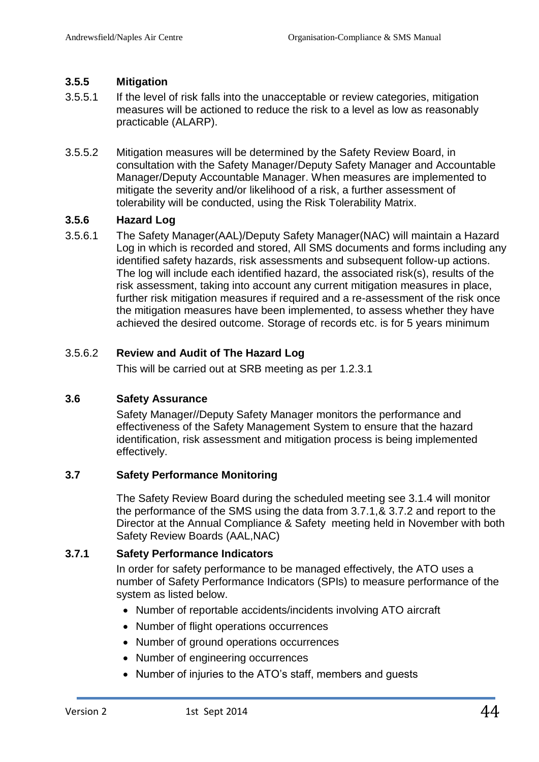### 3.5.5 Mitigation

3.5.5.1 If the level of risk falls into the unacceptable or review categories, mitigation measures will be actioned to reduce the risk to a level as low as reasonably practicable (ALARP).

3.5.5.2 Mitigation measures will be determined by the Safety Review Board, in consultation with the Safety Manager/Deputy Safety Manager and Accountable Manager/Deputy Accountable Manager. When measures are implemented to mitigate the severity and/or likelihood of a risk, a further assessment of tolerability will be conducted, using the Risk Tolerability Matrix.

### 3.5.6 Hazard Log

3.5.6.1 The Safety Manager(AAL)/Deputy Safety Manager(NAC) will maintain a Hazard Log in which is recorded and stored, All SMS documents and forms including any identified safety hazards, risk assessments and subsequent follow-up actions. The log will include each identified hazard, the associated risk(s), results of the risk assessment, taking into account any current mitigation measures in place, further risk mitigation measures if required and a re-assessment of the risk once the mitigation measures have been implemented, to assess whether they have achieved the desired outcome. Storage of records etc. is for 5 years minimum

3.5.6.2 **Review and Audit of The Hazard Log**

This will be carried out at SRB meeting as per 1.2.3.1

### 3.6 Safety Assurance

Safety Manager//Deputy Safety Manager monitors the performance and effectiveness of the Safety Management System to ensure that the hazard identification, risk assessment and mitigation process is being implemented effectively.

### 3.7 Safety Performance Monitoring

The Safety Review Board during the scheduled meeting see 3.1.4 will monitor the performance of the SMS using the data from 3.7.1,& 3.7.2 and report to the Director at the Annual Compliance & Safety meeting held in November with both Safety Review Boards (AAL,NAC)

### 3.7.1 Safety Performance Indicators

In order for safety performance to be managed effectively, the ATO uses a number of Safety Performance Indicators (SPIs) to measure performance of the system as listed below.

- Number of reportable accidents/incidents involving ATO aircraft
- Number of flight operations occurrences
- Number of ground operations occurrences
- Number of engineering occurrences
- Number of injuries to the ATO's staff, members and guests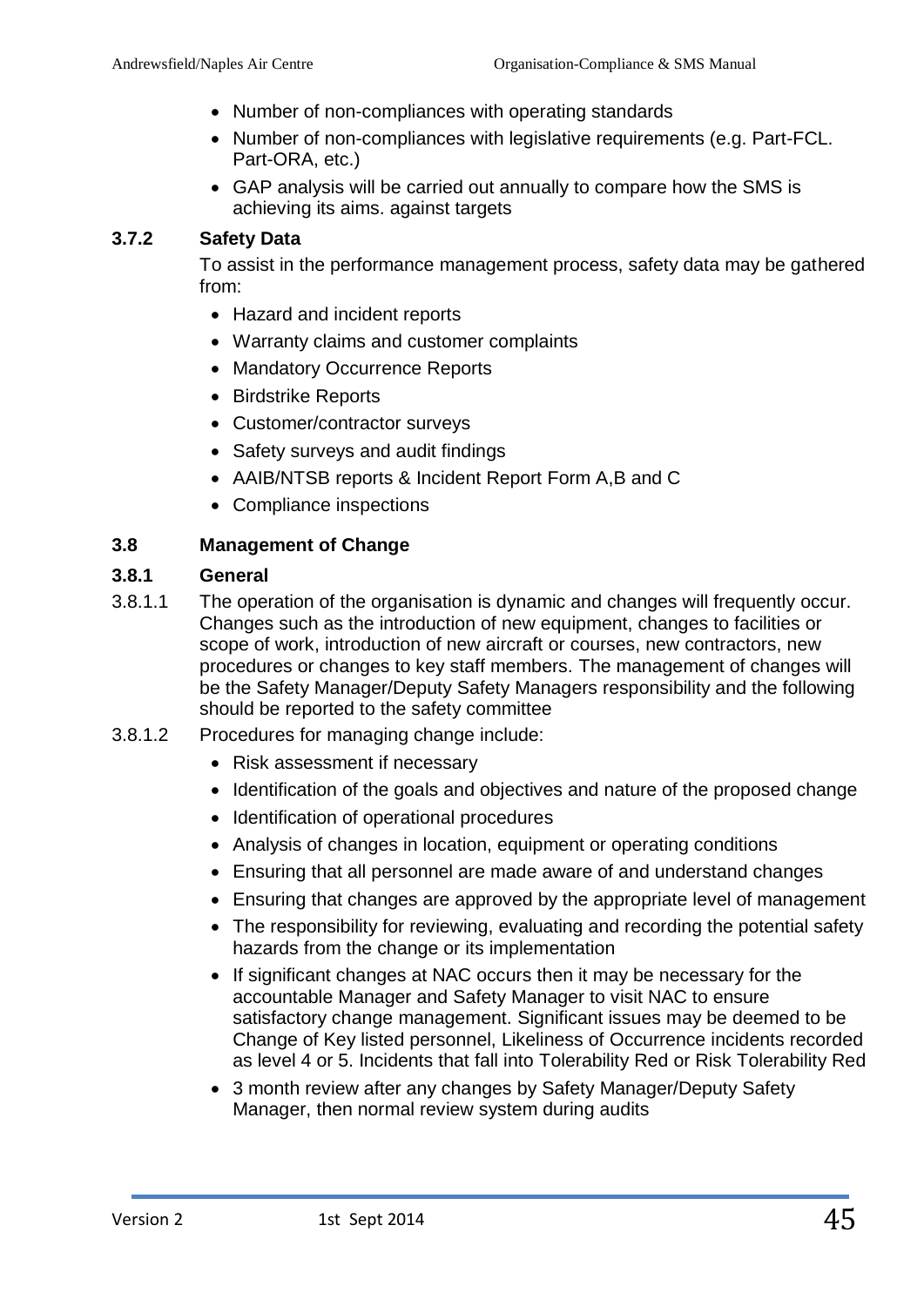- Number of non-compliances with operating standards
- Number of non-compliances with legislative requirements (e.g. Part-FCL. Part-ORA, etc.)
- GAP analysis will be carried out annually to compare how the SMS is achieving its aims. against targets

### 3.7.2 Safety Data

To assist in the performance management process, safety data may be gathered from:

- Hazard and incident reports
- Warranty claims and customer complaints
- Mandatory Occurrence Reports
- Birdstrike Reports
- Customer/contractor surveys
- Safety surveys and audit findings
- AAIB/NTSB reports & Incident Report Form A,B and C
- Compliance inspections

## 3.8 Management of Change

### 3.8.1 General

3.8.1.1 The operation of the organisation is dynamic and changes will frequently occur. Changes such as the introduction of new equipment, changes to facilities or scope of work, introduction of new aircraft or courses, new contractors, new procedures or changes to key staff members. The management of changes will be the Safety Manager/Deputy Safety Managers responsibility and the following should be reported to the safety committee

3.8.1.2 Procedures for managing change include:

- Risk assessment if necessary
- Identification of the goals and objectives and nature of the proposed change
- Identification of operational procedures
- Analysis of changes in location, equipment or operating conditions
- Ensuring that all personnel are made aware of and understand changes
- Ensuring that changes are approved by the appropriate level of management
- The responsibility for reviewing, evaluating and recording the potential safety hazards from the change or its implementation
- If significant changes at NAC occurs then it may be necessary for the accountable Manager and Safety Manager to visit NAC to ensure satisfactory change management. Significant issues may be deemed to be Change of Key listed personnel, Likeliness of Occurrence incidents recorded as level 4 or 5. Incidents that fall into Tolerability Red or Risk Tolerability Red
- 3 month review after any changes by Safety Manager/Deputy Safety Manager, then normal review system during audits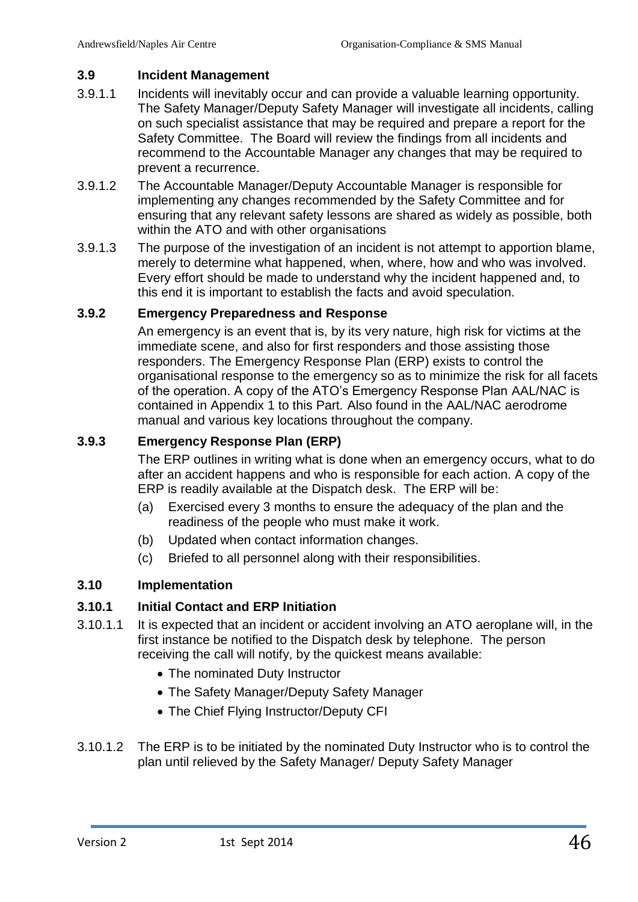### 3.9 Incident Management

3.9.1.1 Incidents will inevitably occur and can provide a valuable learning opportunity. The Safety Manager/Deputy Safety Manager will investigate all incidents, calling on such specialist assistance that may be required and prepare a report for the Safety Committee. The Board will review the findings from all incidents and recommend to the Accountable Manager any changes that may be required to prevent a recurrence.

3.9.1.2 The Accountable Manager/Deputy Accountable Manager is responsible for implementing any changes recommended by the Safety Committee and for ensuring that any relevant safety lessons are shared as widely as possible, both within the ATO and with other organisations

3.9.1.3 The purpose of the investigation of an incident is not attempt to apportion blame, merely to determine what happened, when, where, how and who was involved. Every effort should be made to understand why the incident happened and, to this end it is important to establish the facts and avoid speculation.

### 3.9.2 Emergency Preparedness and Response

An emergency is an event that is, by its very nature, high risk for victims at the immediate scene, and also for first responders and those assisting those responders. The Emergency Response Plan (ERP) exists to control the organisational response to the emergency so as to minimize the risk for all facets of the operation. A copy of the ATO's Emergency Response Plan AAL/NAC is contained in Appendix 1 to this Part. Also found in the AAL/NAC aerodrome manual and various key locations throughout the company.

### 3.9.3 Emergency Response Plan (ERP)

The ERP outlines in writing what is done when an emergency occurs, what to do after an accident happens and who is responsible for each action. A copy of the ERP is readily available at the Dispatch desk. The ERP will be:

(a) Exercised every 3 months to ensure the adequacy of the plan and the readiness of the people who must make it work.

(b) Updated when contact information changes.

(c) Briefed to all personnel along with their responsibilities.

### 3.10 Implementation

### 3.10.1 Initial Contact and ERP Initiation

3.10.1.1 It is expected that an incident or accident involving an ATO aeroplane will, in the first instance be notified to the Dispatch desk by telephone. The person receiving the call will notify, by the quickest means available:

- The nominated Duty Instructor
- The Safety Manager/Deputy Safety Manager
- The Chief Flying Instructor/Deputy CFI

3.10.1.2 The ERP is to be initiated by the nominated Duty Instructor who is to control the plan until relieved by the Safety Manager/ Deputy Safety Manager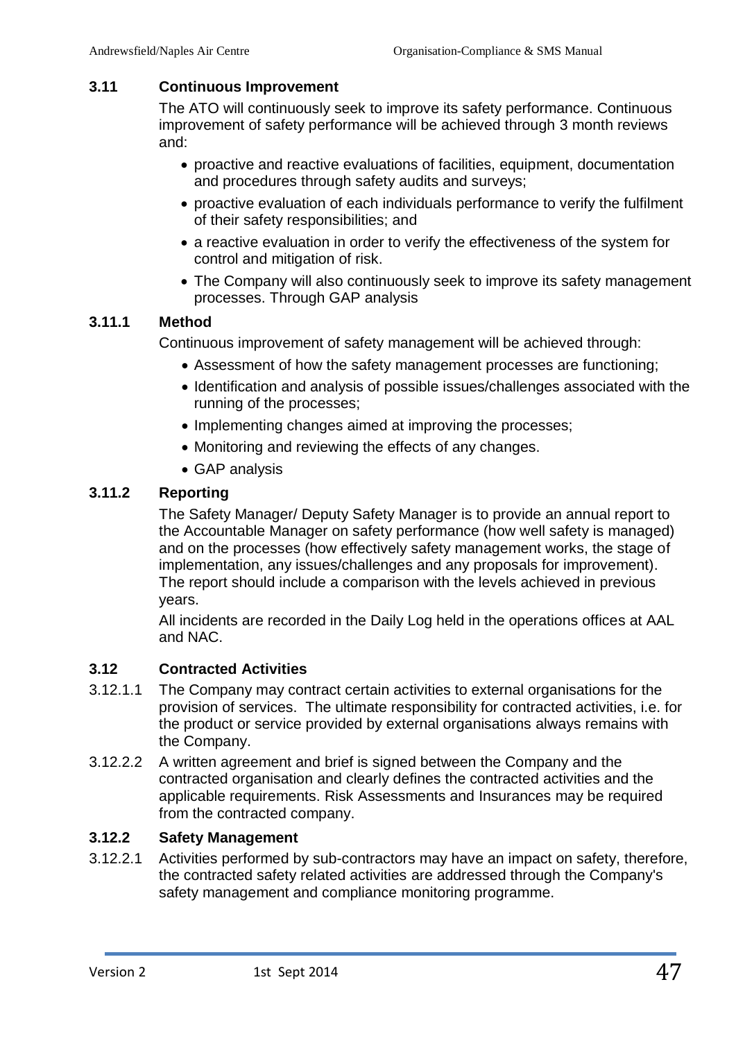### 3.11 Continuous Improvement

The ATO will continuously seek to improve its safety performance. Continuous improvement of safety performance will be achieved through 3 month reviews and:

- proactive and reactive evaluations of facilities, equipment, documentation and procedures through safety audits and surveys;
- proactive evaluation of each individuals performance to verify the fulfilment of their safety responsibilities; and
- a reactive evaluation in order to verify the effectiveness of the system for control and mitigation of risk.
- The Company will also continuously seek to improve its safety management processes. Through GAP analysis

### 3.11.1 Method

Continuous improvement of safety management will be achieved through:

- Assessment of how the safety management processes are functioning;
- Identification and analysis of possible issues/challenges associated with the running of the processes;
- Implementing changes aimed at improving the processes;
- Monitoring and reviewing the effects of any changes.
- GAP analysis

### 3.11.2 Reporting

The Safety Manager/ Deputy Safety Manager is to provide an annual report to the Accountable Manager on safety performance (how well safety is managed) and on the processes (how effectively safety management works, the stage of implementation, any issues/challenges and any proposals for improvement). The report should include a comparison with the levels achieved in previous years.

All incidents are recorded in the Daily Log held in the operations offices at AAL and NAC.

### 3.12 Contracted Activities

3.12.1.1 The Company may contract certain activities to external organisations for the provision of services. The ultimate responsibility for contracted activities, i.e. for the product or service provided by external organisations always remains with the Company.

3.12.2.2 A written agreement and brief is signed between the Company and the contracted organisation and clearly defines the contracted activities and the applicable requirements. Risk Assessments and Insurances may be required from the contracted company.

### 3.12.2 Safety Management

3.12.2.1 Activities performed by sub-contractors may have an impact on safety, therefore, the contracted safety related activities are addressed through the Company's safety management and compliance monitoring programme.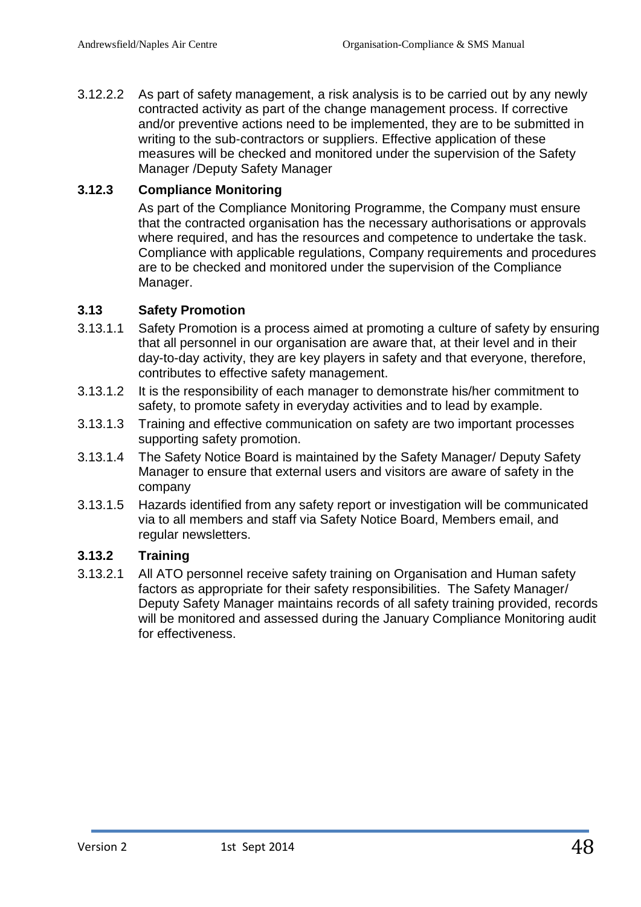3.12.2.2 As part of safety management, a risk analysis is to be carried out by any newly contracted activity as part of the change management process. If corrective and/or preventive actions need to be implemented, they are to be submitted in writing to the sub-contractors or suppliers. Effective application of these measures will be checked and monitored under the supervision of the Safety Manager /Deputy Safety Manager

### 3.12.3 Compliance Monitoring

As part of the Compliance Monitoring Programme, the Company must ensure that the contracted organisation has the necessary authorisations or approvals where required, and has the resources and competence to undertake the task. Compliance with applicable regulations, Company requirements and procedures are to be checked and monitored under the supervision of the Compliance Manager.

## 3.13 Safety Promotion

3.13.1.1 Safety Promotion is a process aimed at promoting a culture of safety by ensuring that all personnel in our organisation are aware that, at their level and in their day-to-day activity, they are key players in safety and that everyone, therefore, contributes to effective safety management.

3.13.1.2 It is the responsibility of each manager to demonstrate his/her commitment to safety, to promote safety in everyday activities and to lead by example.

3.13.1.3 Training and effective communication on safety are two important processes supporting safety promotion.

3.13.1.4 The Safety Notice Board is maintained by the Safety Manager/ Deputy Safety Manager to ensure that external users and visitors are aware of safety in the company

3.13.1.5 Hazards identified from any safety report or investigation will be communicated via to all members and staff via Safety Notice Board, Members email, and regular newsletters.

### 3.13.2 Training

3.13.2.1 All ATO personnel receive safety training on Organisation and Human safety factors as appropriate for their safety responsibilities. The Safety Manager/ Deputy Safety Manager maintains records of all safety training provided, records will be monitored and assessed during the January Compliance Monitoring audit for effectiveness.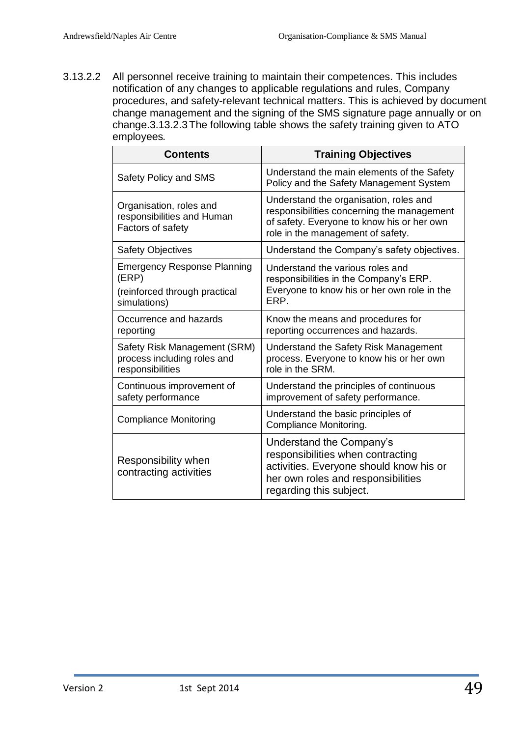3.13.2.2 All personnel receive training to maintain their competences. This includes notification of any changes to applicable regulations and rules, Company procedures, and safety-relevant technical matters. This is achieved by document change management and the signing of the SMS signature page annually or on change.3.13.2.3 The following table shows the safety training given to ATO employees.

| Contents | Training Objectives |
|---|---|
| Safety Policy and SMS | Understand the main elements of the Safety Policy and the Safety Management System |
| Organisation, roles and responsibilities and Human Factors of safety | Understand the organisation, roles and responsibilities concerning the management of safety. Everyone to know his or her own role in the management of safety. |
| Safety Objectives | Understand the Company's safety objectives. |
| Emergency Response Planning (ERP)<br>(reinforced through practical simulations) | Understand the various roles and responsibilities in the Company's ERP. Everyone to know his or her own role in the ERP. |
| Occurrence and hazards reporting | Know the means and procedures for reporting occurrences and hazards. |
| Safety Risk Management (SRM) process including roles and responsibilities | Understand the Safety Risk Management process. Everyone to know his or her own role in the SRM. |
| Continuous improvement of safety performance | Understand the principles of continuous improvement of safety performance. |
| Compliance Monitoring | Understand the basic principles of Compliance Monitoring. |
| Responsibility when contracting activities | Understand the Company's responsibilities when contracting activities. Everyone should know his or her own roles and responsibilities regarding this subject. |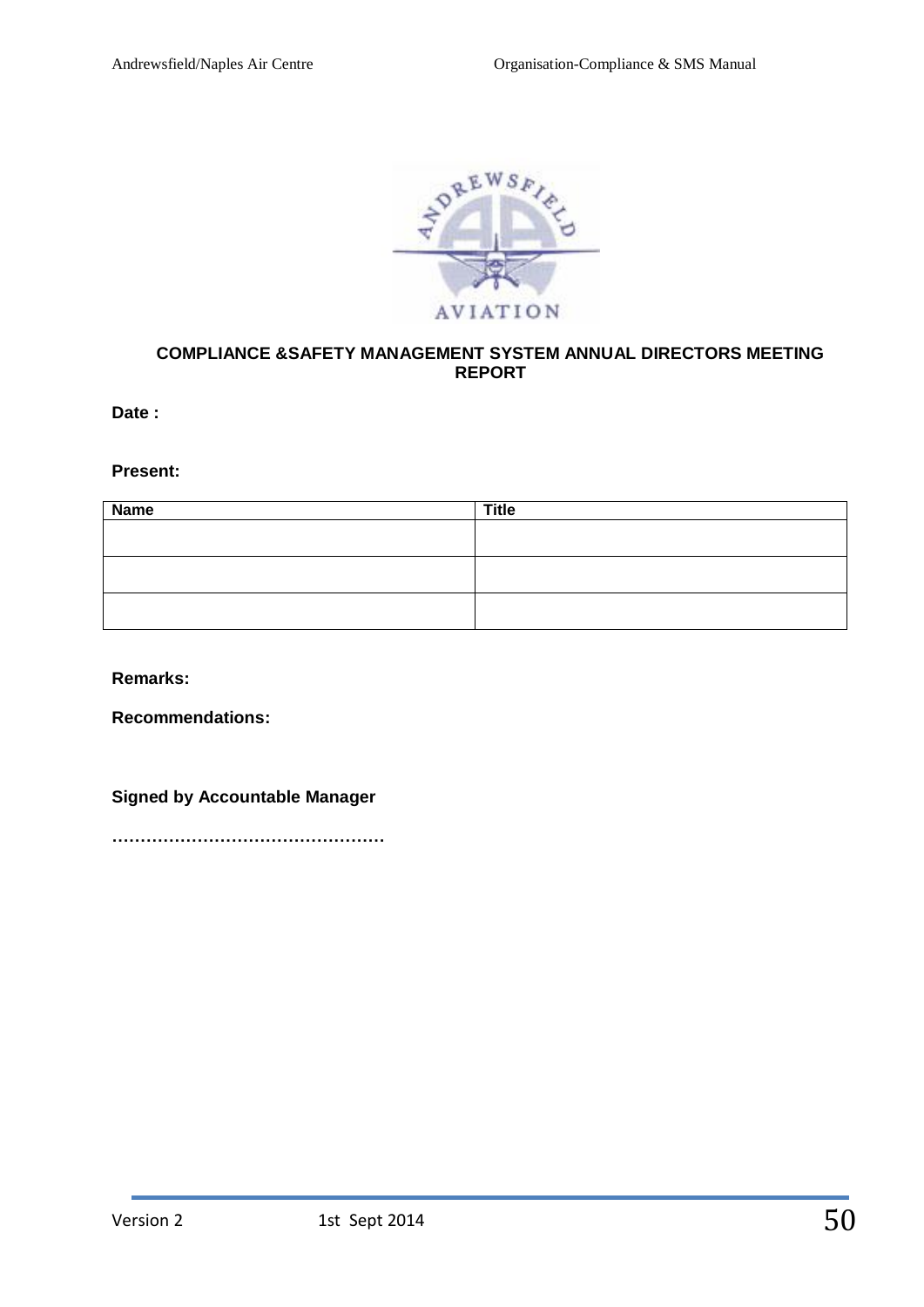**COMPLIANCE &SAFETY MANAGEMENT SYSTEM ANNUAL DIRECTORS MEETING REPORT**

**Date :**

**Present:**

| Name | Title |
|---|---|
| | |
| | |
| | |

**Remarks:**

**Recommendations:**

**Signed by Accountable Manager**

**…………………………………………**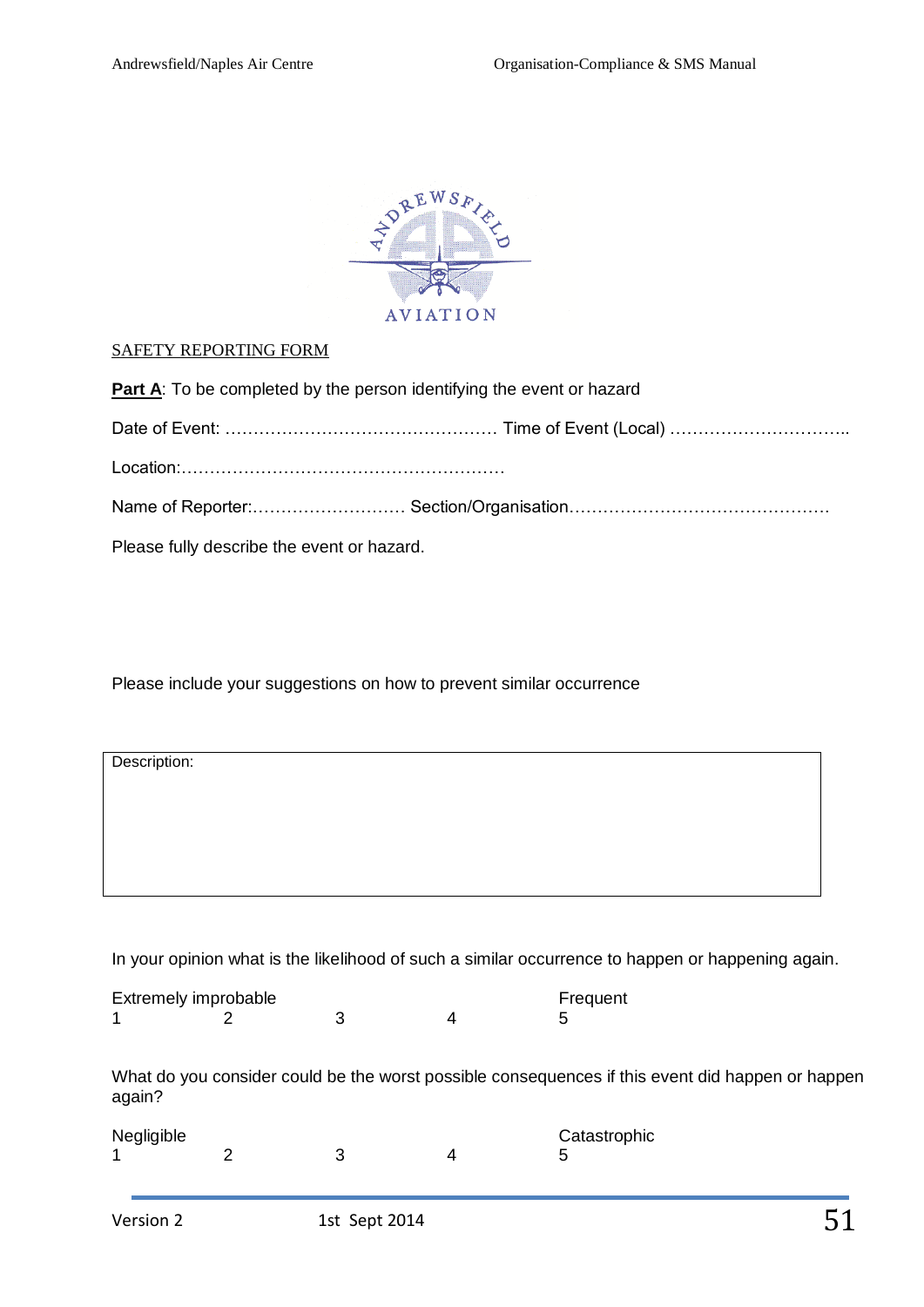SAFETY REPORTING FORM

**Part A**: To be completed by the person identifying the event or hazard

Date of Event: ………………………………………… Time of Event (Local) …………………………..

Location:…………………………………………………

Name of Reporter:……………………… Section/Organisation………………………………………

Please fully describe the event or hazard.

Please include your suggestions on how to prevent similar occurrence

| Description: |
|---|
| |

In your opinion what is the likelihood of such a similar occurrence to happen or happening again.

| Extremely improbable | | | | Frequent |
|---|---|---|---|---|
| 1 | 2 | 3 | 4 | 5 |

What do you consider could be the worst possible consequences if this event did happen or happen again?

| Negligible | | | | Catastrophic |
|---|---|---|---|---|
| 1 | 2 | 3 | 4 | 5 |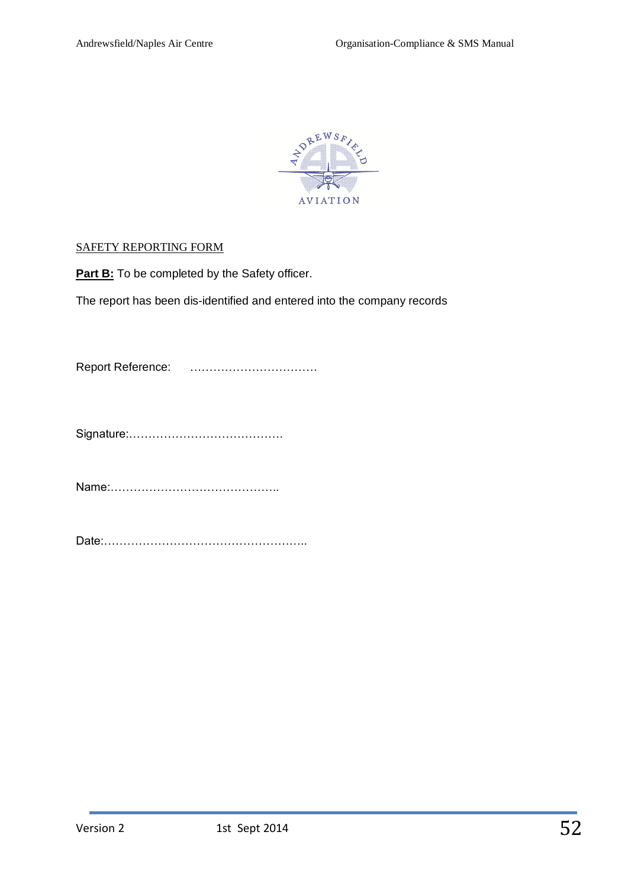SAFETY REPORTING FORM

**Part B:** To be completed by the Safety officer.

The report has been dis-identified and entered into the company records

Report Reference: ……………………………

Signature:…………………………………

Name:……………………………………..

Date:……………………………………………..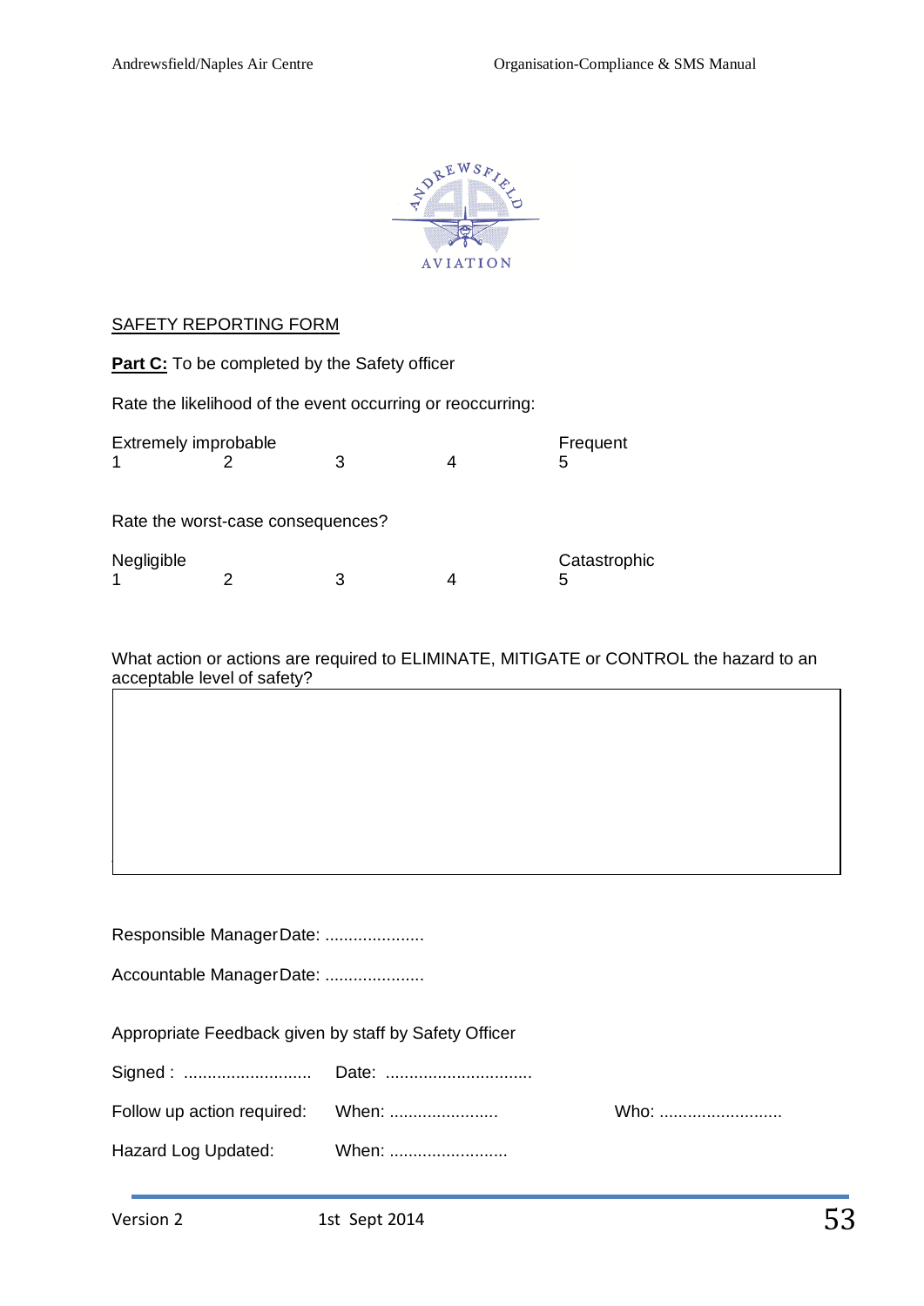SAFETY REPORTING FORM

**Part C:** To be completed by the Safety officer

Rate the likelihood of the event occurring or reoccurring:

| Extremely improbable | | | | Frequent |
|---|---|---|---|---|
| 1 | 2 | 3 | 4 | 5 |

Rate the worst-case consequences?

| Negligible | | | | Catastrophic |
|---|---|---|---|---|
| 1 | 2 | 3 | 4 | 5 |

What action or actions are required to ELIMINATE, MITIGATE or CONTROL the hazard to an acceptable level of safety?

| |
|---|
| |

Responsible Manager Date: .....................

Accountable Manager Date: .....................

Appropriate Feedback given by staff by Safety Officer

Signed : ........................... Date: ...............................

Follow up action required: When: ....................... Who: ..........................

Hazard Log Updated: When: .........................

Version 2 1st Sept 2014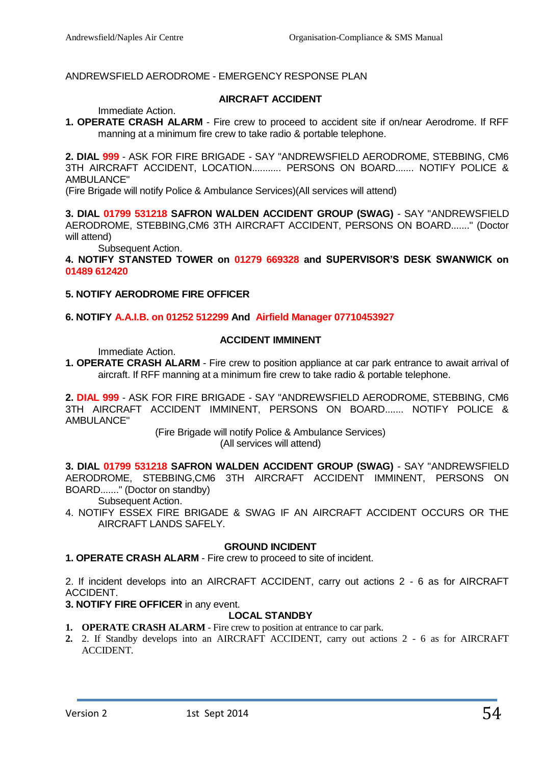ANDREWSFIELD AERODROME - EMERGENCY RESPONSE PLAN

## AIRCRAFT ACCIDENT

Immediate Action.

**1. OPERATE CRASH ALARM** - Fire crew to proceed to accident site if on/near Aerodrome. If RFF manning at a minimum fire crew to take radio & portable telephone.

**2. DIAL 999** - ASK FOR FIRE BRIGADE - SAY "ANDREWSFIELD AERODROME, STEBBING, CM6 3TH AIRCRAFT ACCIDENT, LOCATION........... PERSONS ON BOARD....... NOTIFY POLICE & AMBULANCE"
(Fire Brigade will notify Police & Ambulance Services)(All services will attend)

**3. DIAL 01799 531218 SAFRON WALDEN ACCIDENT GROUP (SWAG)** - SAY "ANDREWSFIELD AERODROME, STEBBING,CM6 3TH AIRCRAFT ACCIDENT, PERSONS ON BOARD......." (Doctor will attend)

Subsequent Action.

**4. NOTIFY STANSTED TOWER on 01279 669328 and SUPERVISOR'S DESK SWANWICK on 01489 612420**

**5. NOTIFY AERODROME FIRE OFFICER**

**6. NOTIFY A.A.I.B. on 01252 512299 And Airfield Manager 07710453927**

## ACCIDENT IMMINENT

Immediate Action.

**1. OPERATE CRASH ALARM** - Fire crew to position appliance at car park entrance to await arrival of aircraft. If RFF manning at a minimum fire crew to take radio & portable telephone.

**2. DIAL 999** - ASK FOR FIRE BRIGADE - SAY "ANDREWSFIELD AERODROME, STEBBING, CM6 3TH AIRCRAFT ACCIDENT IMMINENT, PERSONS ON BOARD....... NOTIFY POLICE & AMBULANCE"

(Fire Brigade will notify Police & Ambulance Services)
(All services will attend)

**3. DIAL 01799 531218 SAFRON WALDEN ACCIDENT GROUP (SWAG)** - SAY "ANDREWSFIELD AERODROME, STEBBING,CM6 3TH AIRCRAFT ACCIDENT IMMINENT, PERSONS ON BOARD......." (Doctor on standby)

Subsequent Action.

4. NOTIFY ESSEX FIRE BRIGADE & SWAG IF AN AIRCRAFT ACCIDENT OCCURS OR THE AIRCRAFT LANDS SAFELY.

## GROUND INCIDENT

**1. OPERATE CRASH ALARM** - Fire crew to proceed to site of incident.

2. If incident develops into an AIRCRAFT ACCIDENT, carry out actions 2 - 6 as for AIRCRAFT ACCIDENT.

**3. NOTIFY FIRE OFFICER** in any event.

## LOCAL STANDBY

1. **OPERATE CRASH ALARM** - Fire crew to position at entrance to car park.
2. 2. If Standby develops into an AIRCRAFT ACCIDENT, carry out actions 2 - 6 as for AIRCRAFT ACCIDENT.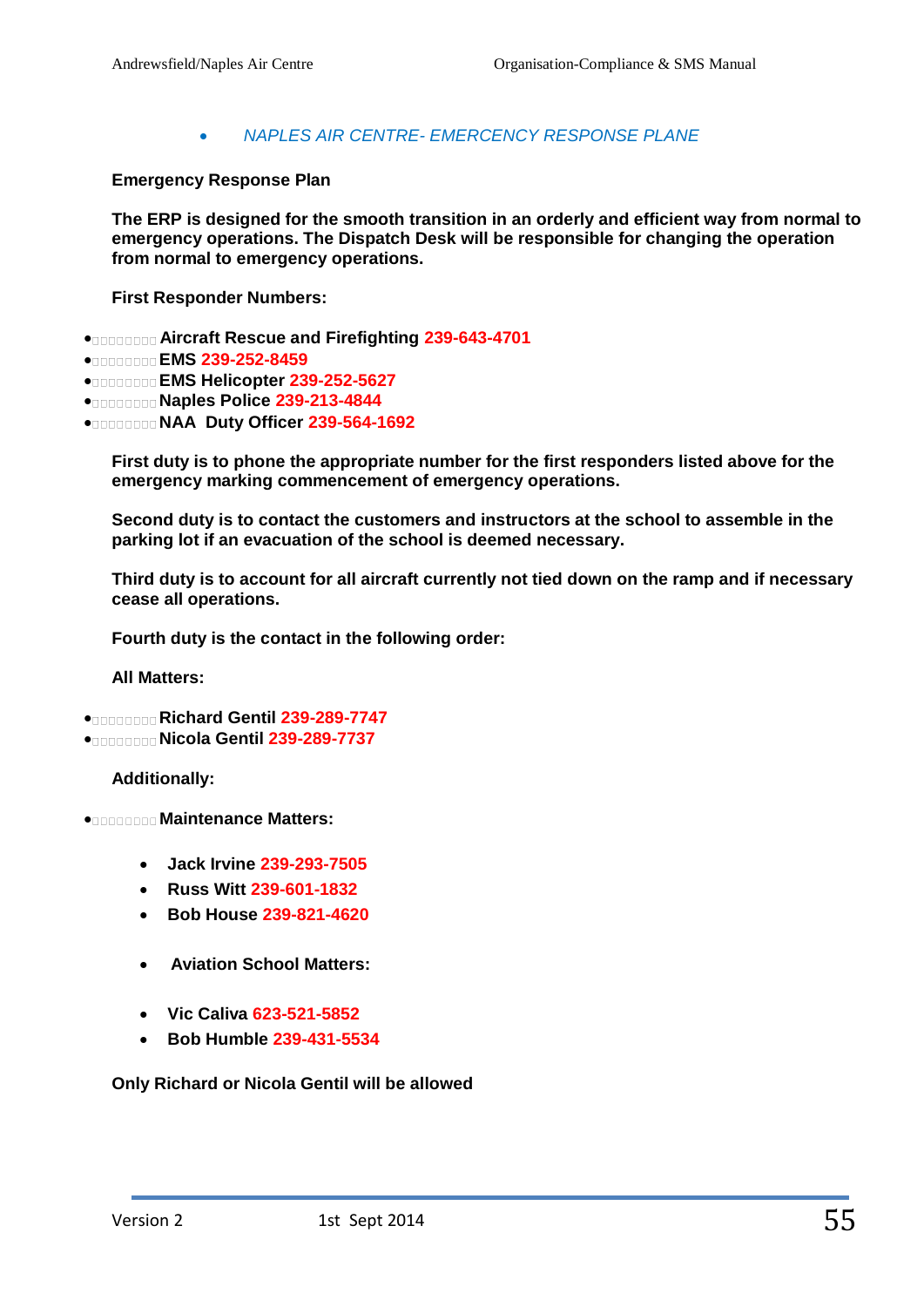- *NAPLES AIR CENTRE- EMERCENCY RESPONSE PLANE*

**Emergency Response Plan**

**The ERP is designed for the smooth transition in an orderly and efficient way from normal to emergency operations. The Dispatch Desk will be responsible for changing the operation from normal to emergency operations.**

**First Responder Numbers:**

- **Aircraft Rescue and Firefighting 239-643-4701**
- **EMS 239-252-8459**
- **EMS Helicopter 239-252-5627**
- **Naples Police 239-213-4844**
- **NAA Duty Officer 239-564-1692**

**First duty is to phone the appropriate number for the first responders listed above for the emergency marking commencement of emergency operations.**

**Second duty is to contact the customers and instructors at the school to assemble in the parking lot if an evacuation of the school is deemed necessary.**

**Third duty is to account for all aircraft currently not tied down on the ramp and if necessary cease all operations.**

**Fourth duty is the contact in the following order:**

**All Matters:**

- **Richard Gentil 239-289-7747**
- **Nicola Gentil 239-289-7737**

**Additionally:**

- **Maintenance Matters:**
  - **Jack Irvine 239-293-7505**
  - **Russ Witt 239-601-1832**
  - **Bob House 239-821-4620**
  - **Aviation School Matters:**
  - **Vic Caliva 623-521-5852**
  - **Bob Humble 239-431-5534**

**Only Richard or Nicola Gentil will be allowed**